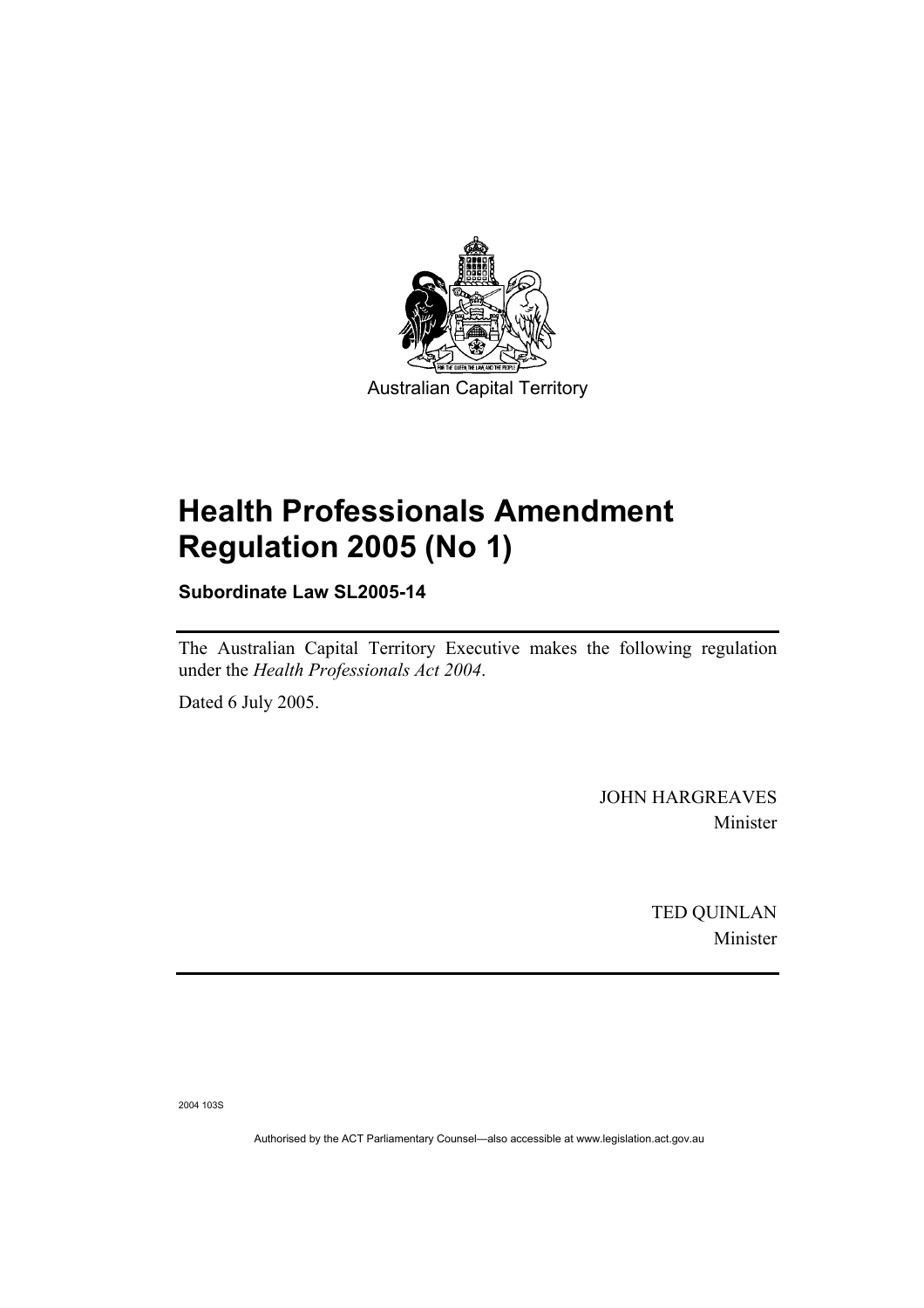Australian Capital Territory

# Health Professionals Amendment Regulation 2005 (No 1)

**Subordinate Law SL2005-14**

The Australian Capital Territory Executive makes the following regulation under the *Health Professionals Act 2004*.

Dated 6 July 2005.

JOHN HARGREAVES
Minister

TED QUINLAN
Minister

2004 103S

Authorised by the ACT Parliamentary Counsel—also accessible at www.legislation.act.gov.au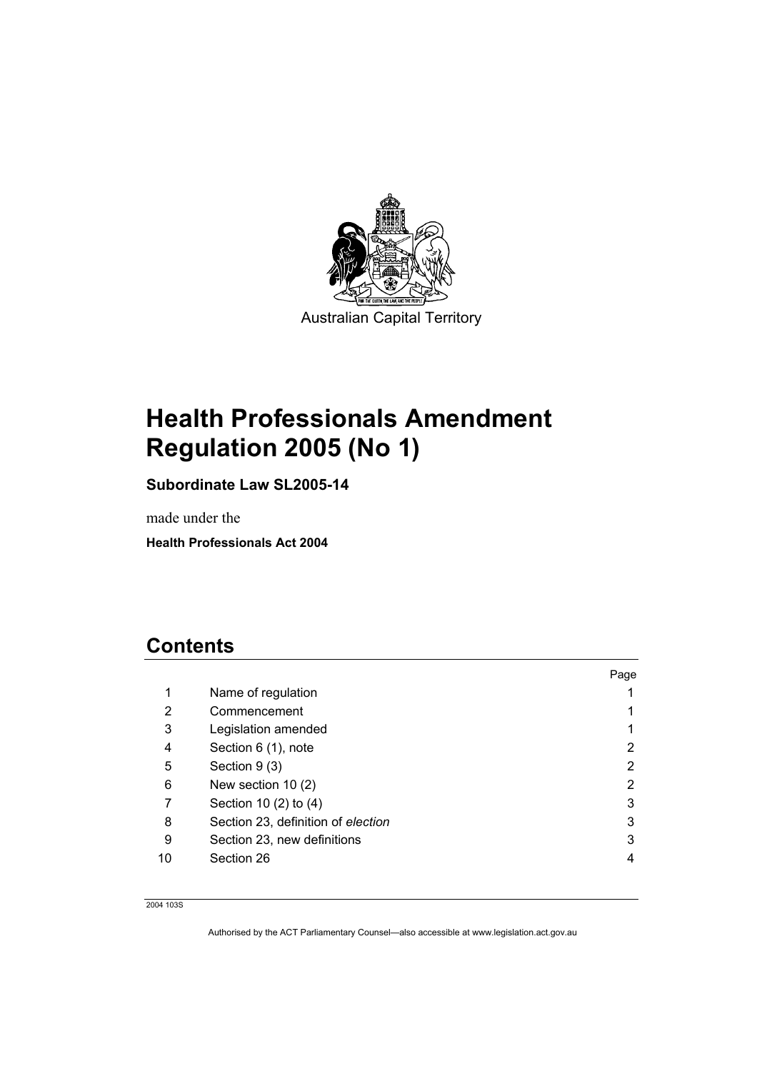Australian Capital Territory

# Health Professionals Amendment Regulation 2005 (No 1)

**Subordinate Law SL2005-14**

made under the

**Health Professionals Act 2004**

## Contents

| | | Page |
|---|---|---|
| 1 | Name of regulation | 1 |
| 2 | Commencement | 1 |
| 3 | Legislation amended | 1 |
| 4 | Section 6 (1), note | 2 |
| 5 | Section 9 (3) | 2 |
| 6 | New section 10 (2) | 2 |
| 7 | Section 10 (2) to (4) | 3 |
| 8 | Section 23, definition of *election* | 3 |
| 9 | Section 23, new definitions | 3 |
| 10 | Section 26 | 4 |

2004 103S

Authorised by the ACT Parliamentary Counsel—also accessible at www.legislation.act.gov.au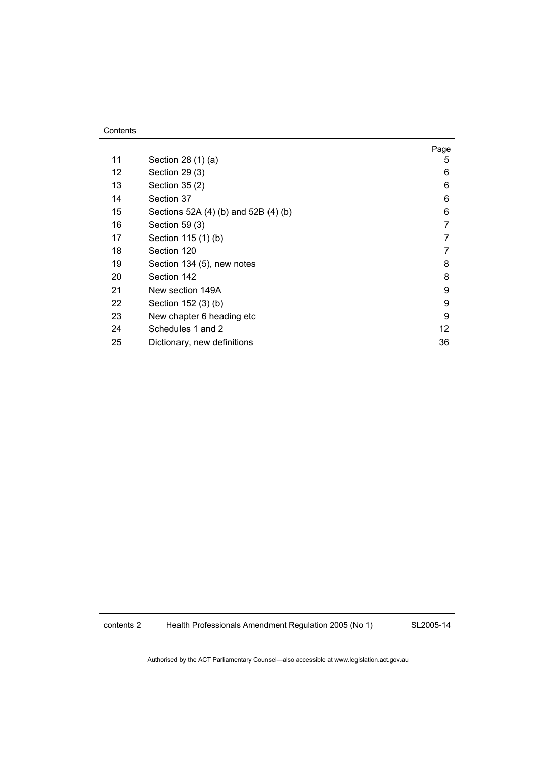Contents

| | | Page |
|---|---|---|
| 11 | Section 28 (1) (a) | 5 |
| 12 | Section 29 (3) | 6 |
| 13 | Section 35 (2) | 6 |
| 14 | Section 37 | 6 |
| 15 | Sections 52A (4) (b) and 52B (4) (b) | 6 |
| 16 | Section 59 (3) | 7 |
| 17 | Section 115 (1) (b) | 7 |
| 18 | Section 120 | 7 |
| 19 | Section 134 (5), new notes | 8 |
| 20 | Section 142 | 8 |
| 21 | New section 149A | 9 |
| 22 | Section 152 (3) (b) | 9 |
| 23 | New chapter 6 heading etc | 9 |
| 24 | Schedules 1 and 2 | 12 |
| 25 | Dictionary, new definitions | 36 |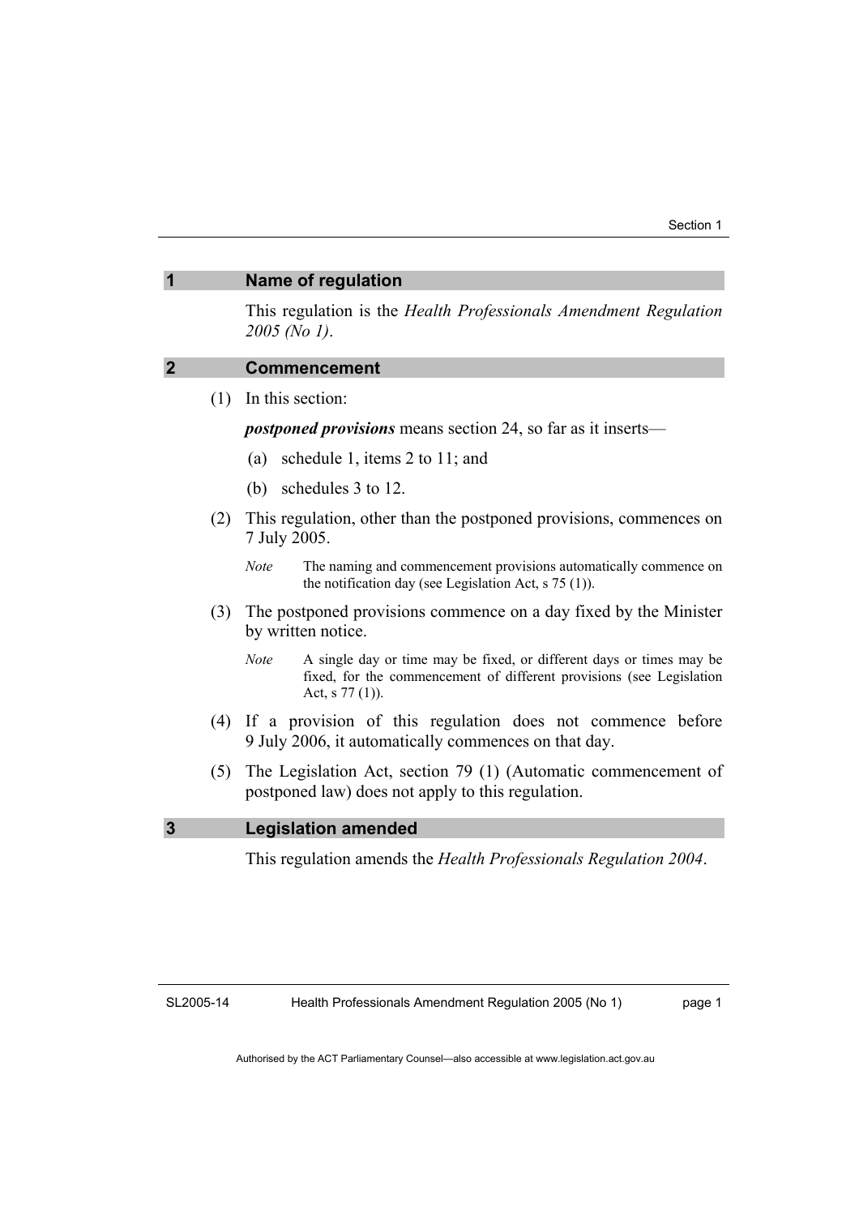## 1 Name of regulation

This regulation is the *Health Professionals Amendment Regulation 2005 (No 1)*.

## 2 Commencement

(1) In this section:

***postponed provisions*** means section 24, so far as it inserts—

(a) schedule 1, items 2 to 11; and

(b) schedules 3 to 12.

(2) This regulation, other than the postponed provisions, commences on 7 July 2005.

*Note* The naming and commencement provisions automatically commence on the notification day (see Legislation Act, s 75 (1)).

(3) The postponed provisions commence on a day fixed by the Minister by written notice.

*Note* A single day or time may be fixed, or different days or times may be fixed, for the commencement of different provisions (see Legislation Act, s 77 (1)).

(4) If a provision of this regulation does not commence before 9 July 2006, it automatically commences on that day.

(5) The Legislation Act, section 79 (1) (Automatic commencement of postponed law) does not apply to this regulation.

## 3 Legislation amended

This regulation amends the *Health Professionals Regulation 2004*.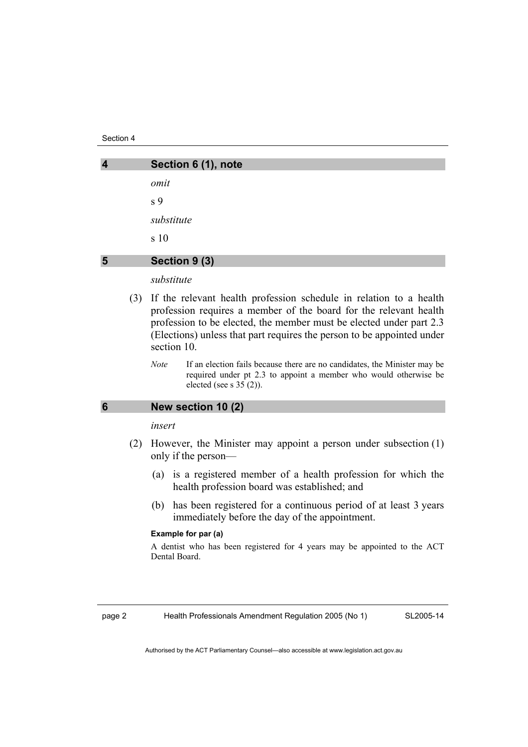## 4 Section 6 (1), note

*omit*

s 9

*substitute*

s 10

## 5 Section 9 (3)

*substitute*

(3) If the relevant health profession schedule in relation to a health profession requires a member of the board for the relevant health profession to be elected, the member must be elected under part 2.3 (Elections) unless that part requires the person to be appointed under section 10.

*Note* If an election fails because there are no candidates, the Minister may be required under pt 2.3 to appoint a member who would otherwise be elected (see s 35 (2)).

## 6 New section 10 (2)

*insert*

(2) However, the Minister may appoint a person under subsection (1) only if the person—

(a) is a registered member of a health profession for which the health profession board was established; and

(b) has been registered for a continuous period of at least 3 years immediately before the day of the appointment.

**Example for par (a)**

A dentist who has been registered for 4 years may be appointed to the ACT Dental Board.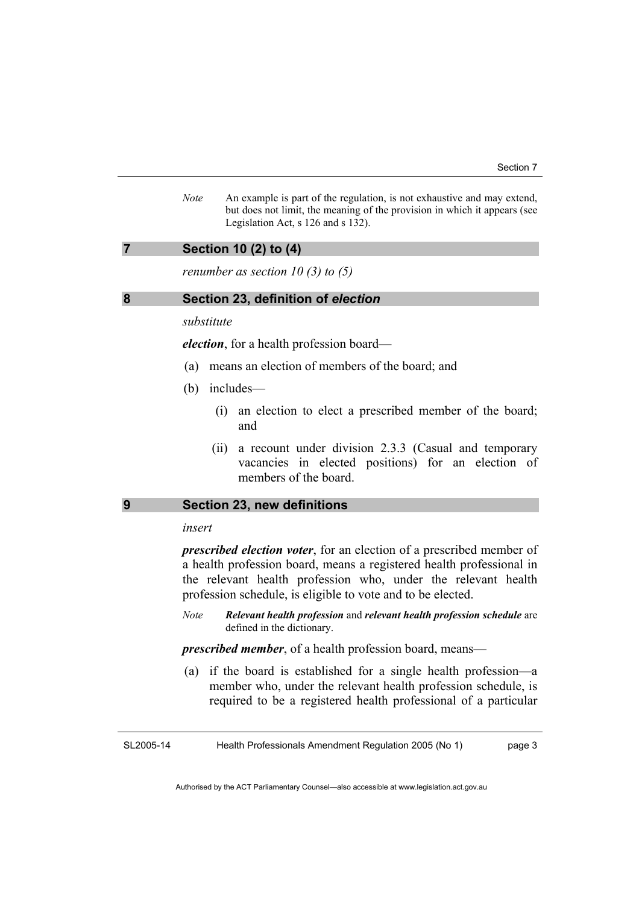*Note* An example is part of the regulation, is not exhaustive and may extend, but does not limit, the meaning of the provision in which it appears (see Legislation Act, s 126 and s 132).

## 7 Section 10 (2) to (4)

*renumber as section 10 (3) to (5)*

## 8 Section 23, definition of *election*

*substitute*

***election***, for a health profession board—

(a) means an election of members of the board; and

(b) includes—

(i) an election to elect a prescribed member of the board; and

(ii) a recount under division 2.3.3 (Casual and temporary vacancies in elected positions) for an election of members of the board.

## 9 Section 23, new definitions

*insert*

***prescribed election voter***, for an election of a prescribed member of a health profession board, means a registered health professional in the relevant health profession who, under the relevant health profession schedule, is eligible to vote and to be elected.

*Note* ***Relevant health profession*** and ***relevant health profession schedule*** are defined in the dictionary.

***prescribed member***, of a health profession board, means—

(a) if the board is established for a single health profession—a member who, under the relevant health profession schedule, is required to be a registered health professional of a particular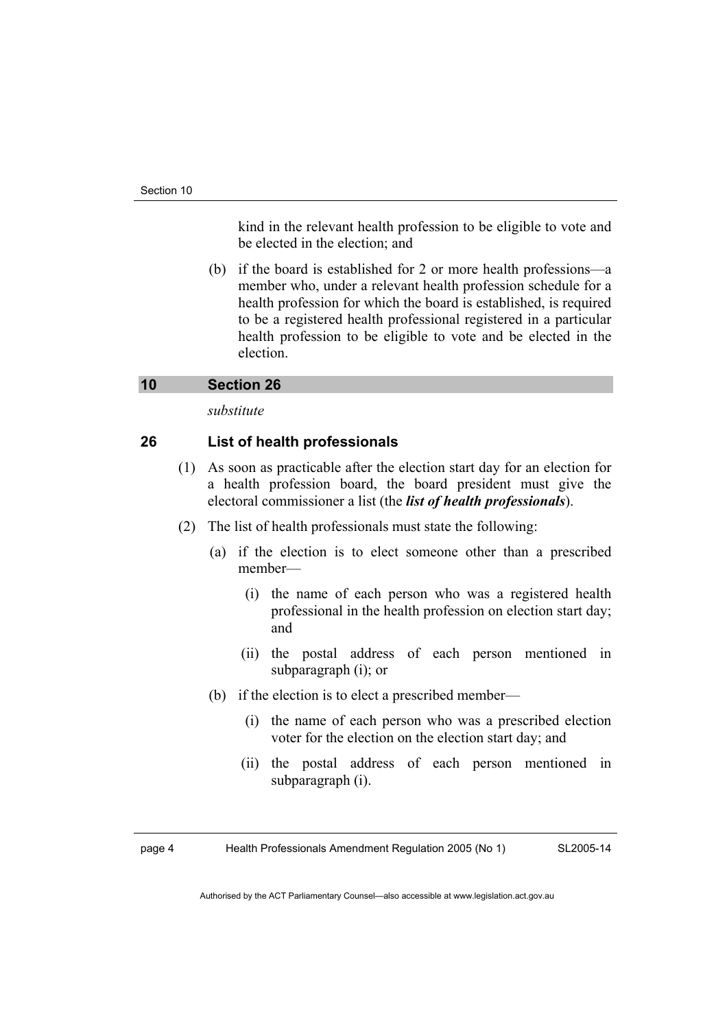kind in the relevant health profession to be eligible to vote and be elected in the election; and

(b) if the board is established for 2 or more health professions—a member who, under a relevant health profession schedule for a health profession for which the board is established, is required to be a registered health professional registered in a particular health profession to be eligible to vote and be elected in the election.

## 10 Section 26

*substitute*

### 26 List of health professionals

(1) As soon as practicable after the election start day for an election for a health profession board, the board president must give the electoral commissioner a list (the ***list of health professionals***).

(2) The list of health professionals must state the following:

(a) if the election is to elect someone other than a prescribed member—

(i) the name of each person who was a registered health professional in the health profession on election start day; and

(ii) the postal address of each person mentioned in subparagraph (i); or

(b) if the election is to elect a prescribed member—

(i) the name of each person who was a prescribed election voter for the election on the election start day; and

(ii) the postal address of each person mentioned in subparagraph (i).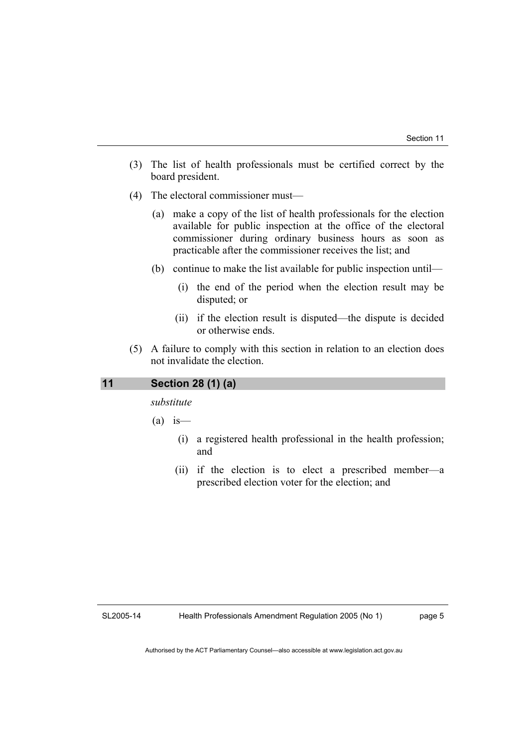(3) The list of health professionals must be certified correct by the board president.

(4) The electoral commissioner must—

(a) make a copy of the list of health professionals for the election available for public inspection at the office of the electoral commissioner during ordinary business hours as soon as practicable after the commissioner receives the list; and

(b) continue to make the list available for public inspection until—

(i) the end of the period when the election result may be disputed; or

(ii) if the election result is disputed—the dispute is decided or otherwise ends.

(5) A failure to comply with this section in relation to an election does not invalidate the election.

## 11 Section 28 (1) (a)

*substitute*

(a) is—

(i) a registered health professional in the health profession; and

(ii) if the election is to elect a prescribed member—a prescribed election voter for the election; and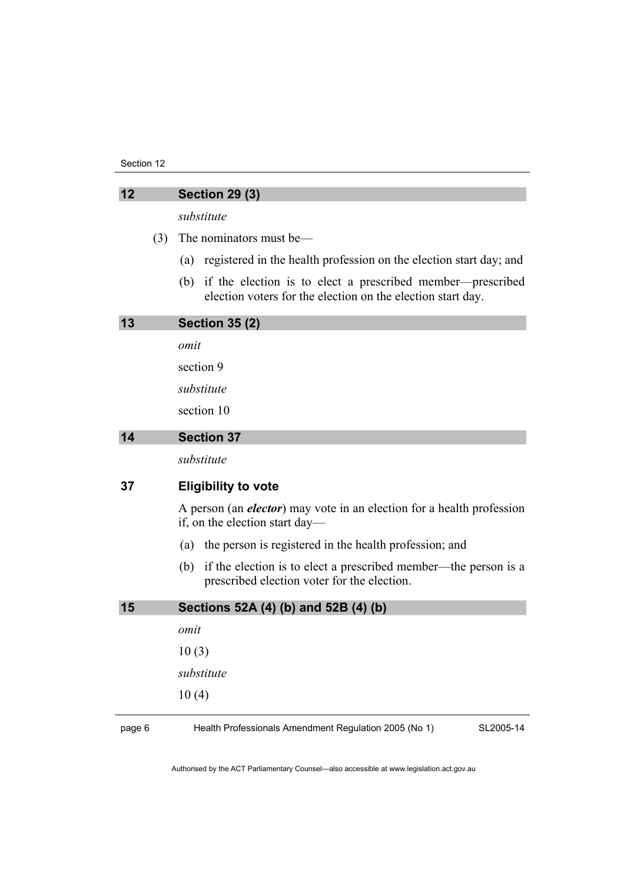## 12 Section 29 (3)

*substitute*

(3) The nominators must be—

(a) registered in the health profession on the election start day; and

(b) if the election is to elect a prescribed member—prescribed election voters for the election on the election start day.

## 13 Section 35 (2)

*omit*

section 9

*substitute*

section 10

## 14 Section 37

*substitute*

### 37 Eligibility to vote

A person (an ***elector***) may vote in an election for a health profession if, on the election start day—

(a) the person is registered in the health profession; and

(b) if the election is to elect a prescribed member—the person is a prescribed election voter for the election.

## 15 Sections 52A (4) (b) and 52B (4) (b)

*omit*

10 (3)

*substitute*

10 (4)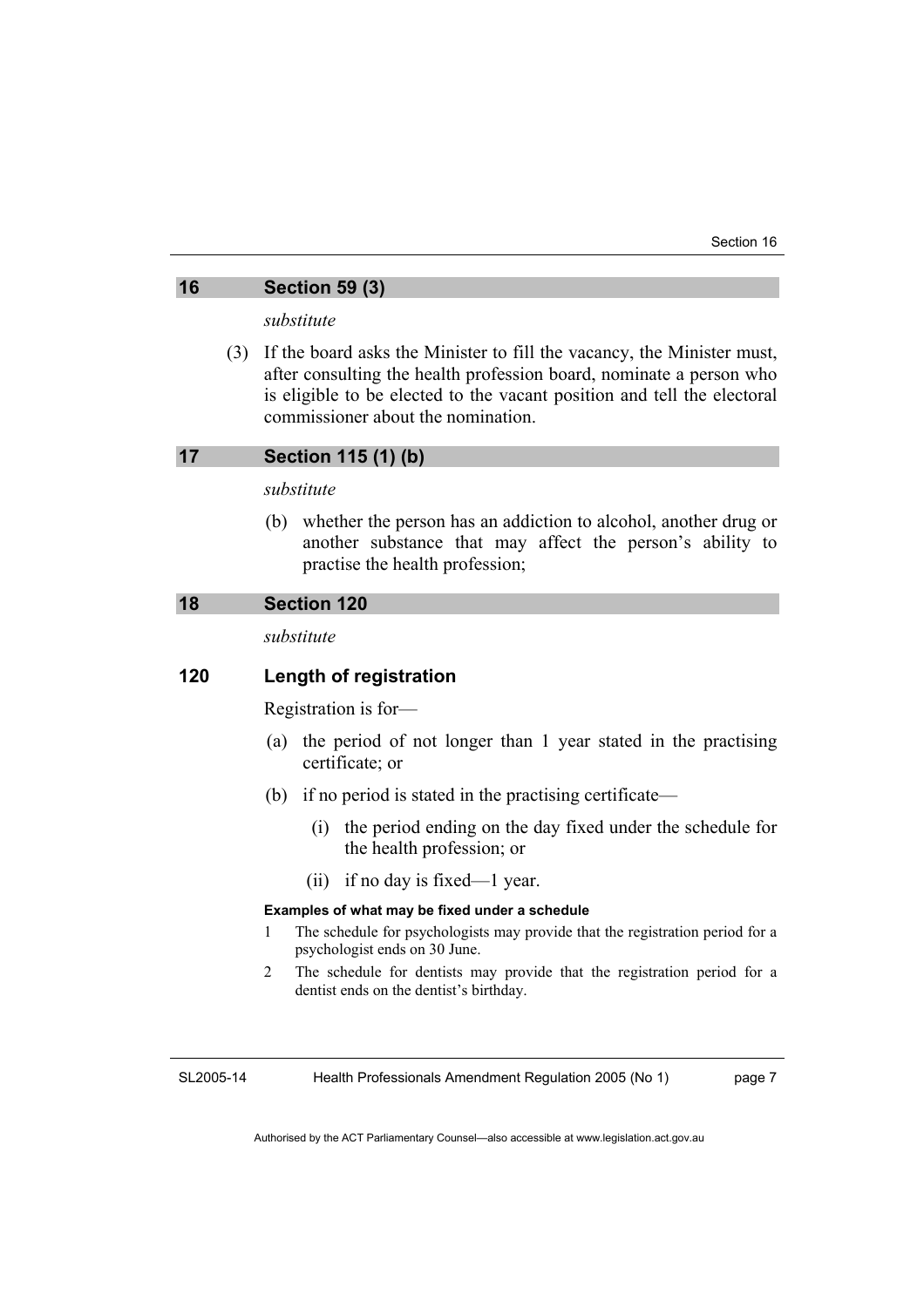## 16 Section 59 (3)

*substitute*

(3) If the board asks the Minister to fill the vacancy, the Minister must, after consulting the health profession board, nominate a person who is eligible to be elected to the vacant position and tell the electoral commissioner about the nomination.

## 17 Section 115 (1) (b)

*substitute*

(b) whether the person has an addiction to alcohol, another drug or another substance that may affect the person's ability to practise the health profession;

## 18 Section 120

*substitute*

### 120 Length of registration

Registration is for—

(a) the period of not longer than 1 year stated in the practising certificate; or

(b) if no period is stated in the practising certificate—

(i) the period ending on the day fixed under the schedule for the health profession; or

(ii) if no day is fixed—1 year.

**Examples of what may be fixed under a schedule**

1 The schedule for psychologists may provide that the registration period for a psychologist ends on 30 June.

2 The schedule for dentists may provide that the registration period for a dentist ends on the dentist's birthday.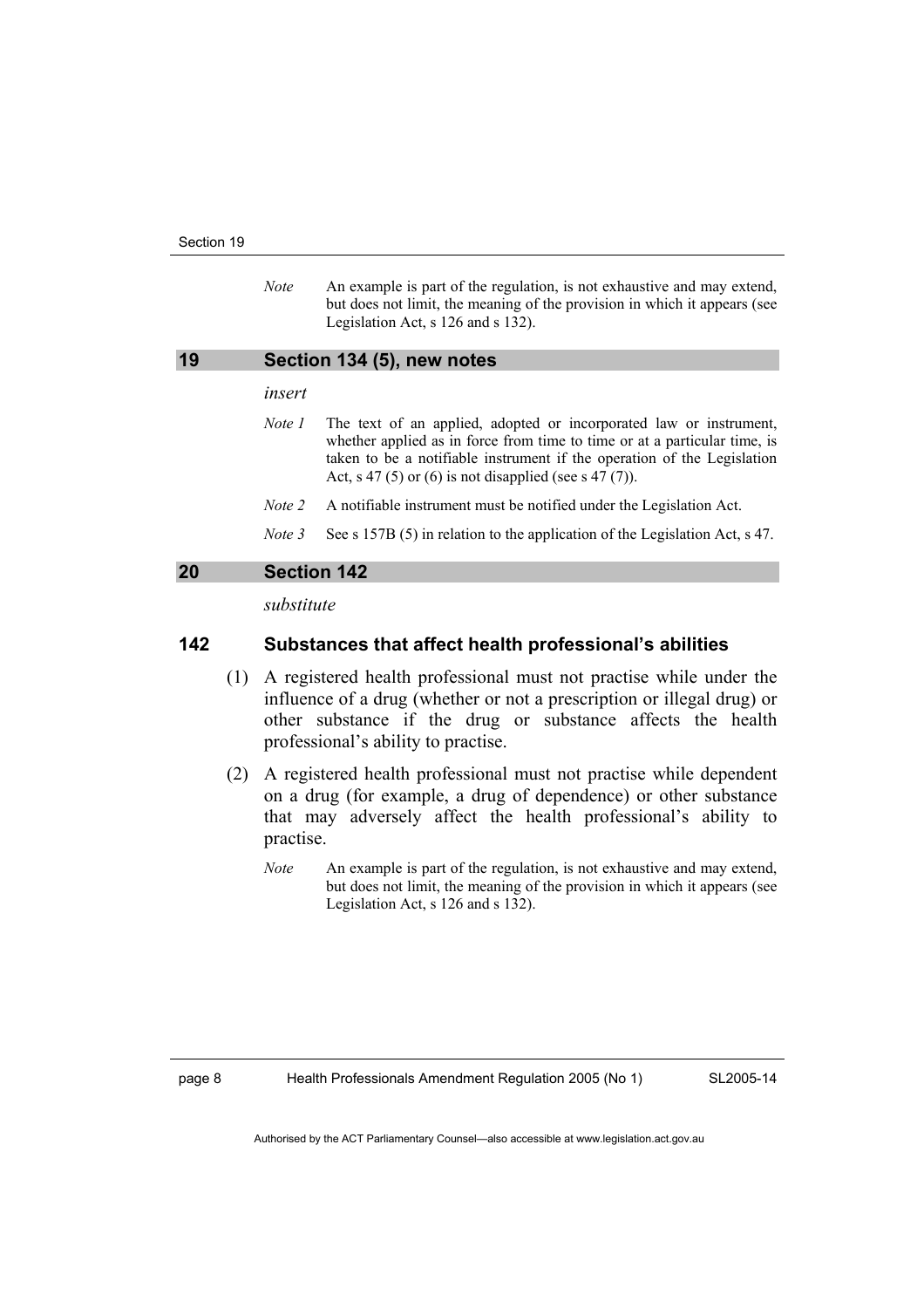*Note* An example is part of the regulation, is not exhaustive and may extend, but does not limit, the meaning of the provision in which it appears (see Legislation Act, s 126 and s 132).

## 19 Section 134 (5), new notes

*insert*

*Note 1* The text of an applied, adopted or incorporated law or instrument, whether applied as in force from time to time or at a particular time, is taken to be a notifiable instrument if the operation of the Legislation Act, s 47 (5) or (6) is not disapplied (see s 47 (7)).

*Note 2* A notifiable instrument must be notified under the Legislation Act.

*Note 3* See s 157B (5) in relation to the application of the Legislation Act, s 47.

## 20 Section 142

*substitute*

### 142 Substances that affect health professional's abilities

(1) A registered health professional must not practise while under the influence of a drug (whether or not a prescription or illegal drug) or other substance if the drug or substance affects the health professional's ability to practise.

(2) A registered health professional must not practise while dependent on a drug (for example, a drug of dependence) or other substance that may adversely affect the health professional's ability to practise.

*Note* An example is part of the regulation, is not exhaustive and may extend, but does not limit, the meaning of the provision in which it appears (see Legislation Act, s 126 and s 132).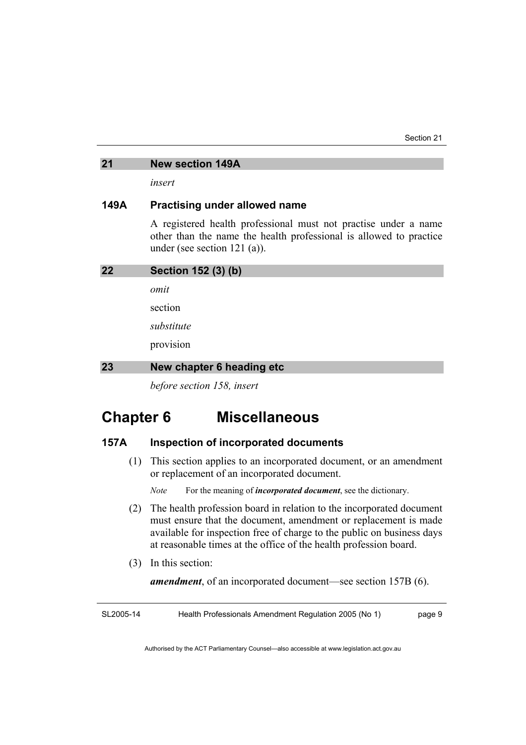## 21 New section 149A

*insert*

### 149A Practising under allowed name

A registered health professional must not practise under a name other than the name the health professional is allowed to practice under (see section 121 (a)).

## 22 Section 152 (3) (b)

*omit*

section

*substitute*

provision

## 23 New chapter 6 heading etc

*before section 158, insert*

# Chapter 6 Miscellaneous

### 157A Inspection of incorporated documents

(1) This section applies to an incorporated document, or an amendment or replacement of an incorporated document.

*Note* For the meaning of ***incorporated document***, see the dictionary.

(2) The health profession board in relation to the incorporated document must ensure that the document, amendment or replacement is made available for inspection free of charge to the public on business days at reasonable times at the office of the health profession board.

(3) In this section:

***amendment***, of an incorporated document—see section 157B (6).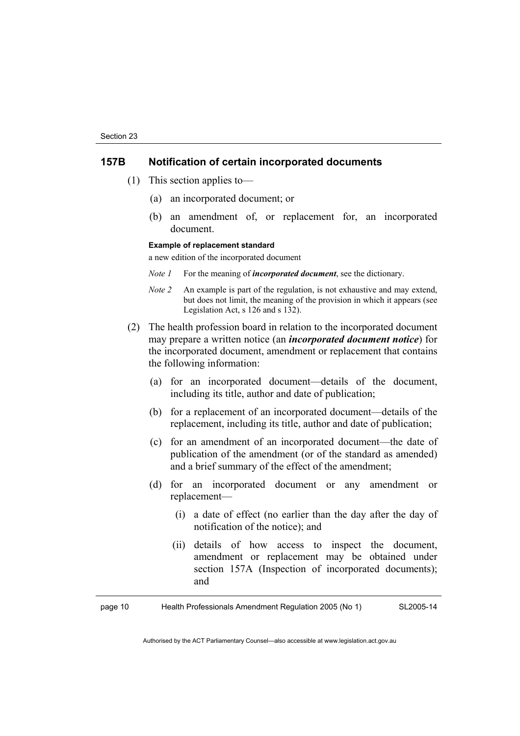### 157B Notification of certain incorporated documents

(1) This section applies to—

(a) an incorporated document; or

(b) an amendment of, or replacement for, an incorporated document.

**Example of replacement standard**

a new edition of the incorporated document

*Note 1* For the meaning of ***incorporated document***, see the dictionary.

*Note 2* An example is part of the regulation, is not exhaustive and may extend, but does not limit, the meaning of the provision in which it appears (see Legislation Act, s 126 and s 132).

(2) The health profession board in relation to the incorporated document may prepare a written notice (an ***incorporated document notice***) for the incorporated document, amendment or replacement that contains the following information:

(a) for an incorporated document—details of the document, including its title, author and date of publication;

(b) for a replacement of an incorporated document—details of the replacement, including its title, author and date of publication;

(c) for an amendment of an incorporated document—the date of publication of the amendment (or of the standard as amended) and a brief summary of the effect of the amendment;

(d) for an incorporated document or any amendment or replacement—

(i) a date of effect (no earlier than the day after the day of notification of the notice); and

(ii) details of how access to inspect the document, amendment or replacement may be obtained under section 157A (Inspection of incorporated documents); and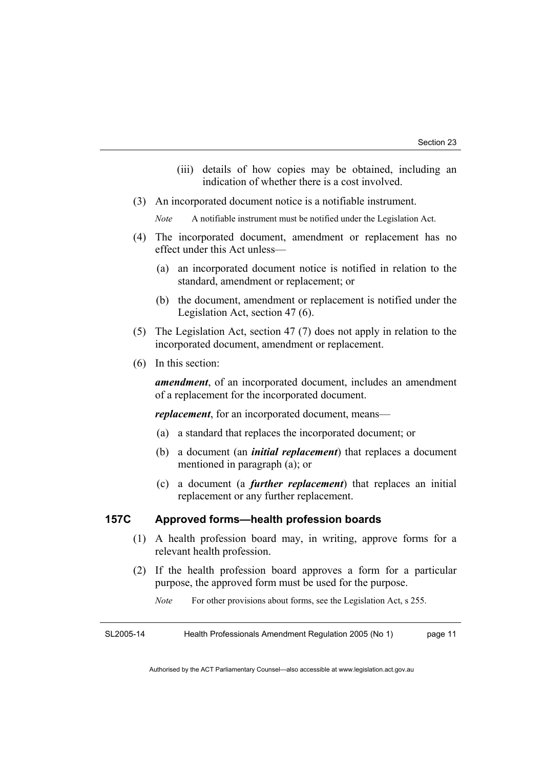(iii) details of how copies may be obtained, including an indication of whether there is a cost involved.

(3) An incorporated document notice is a notifiable instrument.

*Note* A notifiable instrument must be notified under the Legislation Act.

(4) The incorporated document, amendment or replacement has no effect under this Act unless—

(a) an incorporated document notice is notified in relation to the standard, amendment or replacement; or

(b) the document, amendment or replacement is notified under the Legislation Act, section 47 (6).

(5) The Legislation Act, section 47 (7) does not apply in relation to the incorporated document, amendment or replacement.

(6) In this section:

***amendment***, of an incorporated document, includes an amendment of a replacement for the incorporated document.

***replacement***, for an incorporated document, means—

(a) a standard that replaces the incorporated document; or

(b) a document (an ***initial replacement***) that replaces a document mentioned in paragraph (a); or

(c) a document (a ***further replacement***) that replaces an initial replacement or any further replacement.

### 157C Approved forms—health profession boards

(1) A health profession board may, in writing, approve forms for a relevant health profession.

(2) If the health profession board approves a form for a particular purpose, the approved form must be used for the purpose.

*Note* For other provisions about forms, see the Legislation Act, s 255.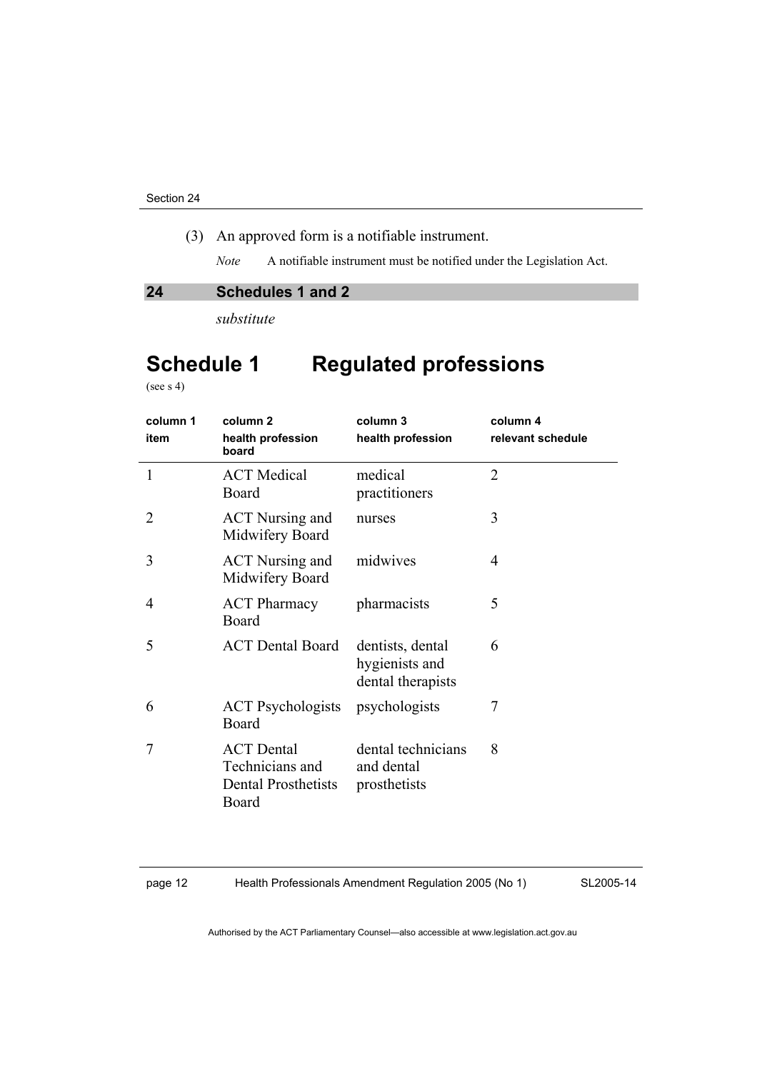(3) An approved form is a notifiable instrument.

*Note* A notifiable instrument must be notified under the Legislation Act.

## 24 Schedules 1 and 2

*substitute*

# Schedule 1 Regulated professions

(see s 4)

| column 1<br>item | column 2<br>health profession board | column 3<br>health profession | column 4<br>relevant schedule |
|---|---|---|---|
| 1 | ACT Medical Board | medical practitioners | 2 |
| 2 | ACT Nursing and Midwifery Board | nurses | 3 |
| 3 | ACT Nursing and Midwifery Board | midwives | 4 |
| 4 | ACT Pharmacy Board | pharmacists | 5 |
| 5 | ACT Dental Board | dentists, dental hygienists and dental therapists | 6 |
| 6 | ACT Psychologists Board | psychologists | 7 |
| 7 | ACT Dental Technicians and Dental Prosthetists Board | dental technicians and dental prosthetists | 8 |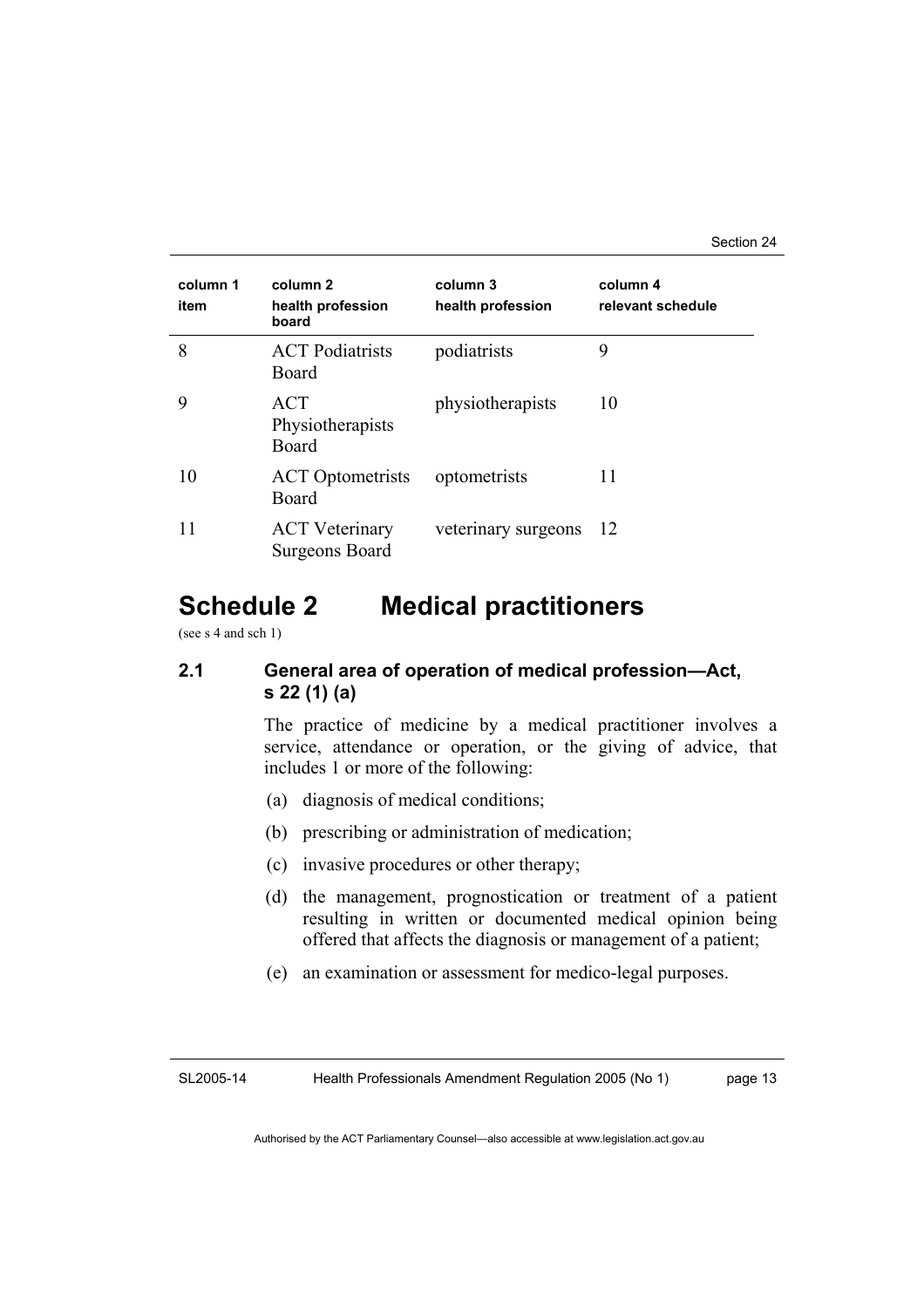| column 1 item | column 2 health profession board | column 3 health profession | column 4 relevant schedule |
|---|---|---|---|
| 8 | ACT Podiatrists Board | podiatrists | 9 |
| 9 | ACT Physiotherapists Board | physiotherapists | 10 |
| 10 | ACT Optometrists Board | optometrists | 11 |
| 11 | ACT Veterinary Surgeons Board | veterinary surgeons | 12 |

# Schedule 2 Medical practitioners

(see s 4 and sch 1)

### 2.1 General area of operation of medical profession—Act, s 22 (1) (a)

The practice of medicine by a medical practitioner involves a service, attendance or operation, or the giving of advice, that includes 1 or more of the following:

(a) diagnosis of medical conditions;

(b) prescribing or administration of medication;

(c) invasive procedures or other therapy;

(d) the management, prognostication or treatment of a patient resulting in written or documented medical opinion being offered that affects the diagnosis or management of a patient;

(e) an examination or assessment for medico-legal purposes.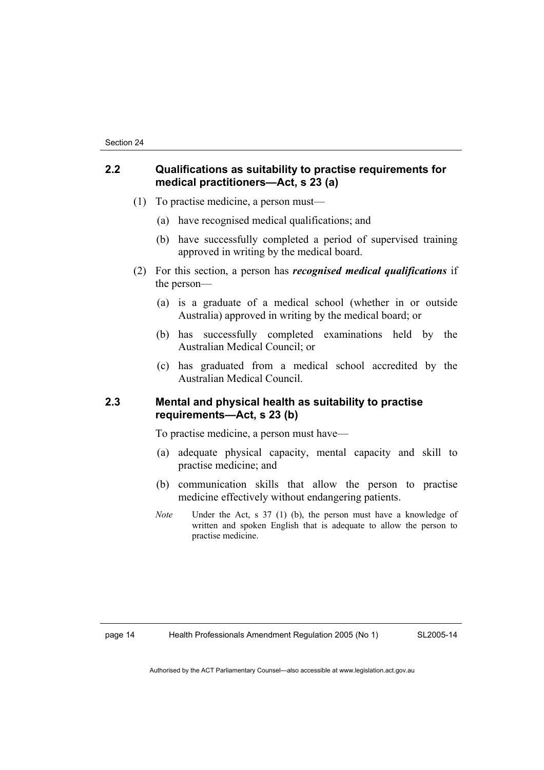## 2.2 Qualifications as suitability to practise requirements for medical practitioners—Act, s 23 (a)

(1) To practise medicine, a person must—

(a) have recognised medical qualifications; and

(b) have successfully completed a period of supervised training approved in writing by the medical board.

(2) For this section, a person has ***recognised medical qualifications*** if the person—

(a) is a graduate of a medical school (whether in or outside Australia) approved in writing by the medical board; or

(b) has successfully completed examinations held by the Australian Medical Council; or

(c) has graduated from a medical school accredited by the Australian Medical Council.

## 2.3 Mental and physical health as suitability to practise requirements—Act, s 23 (b)

To practise medicine, a person must have—

(a) adequate physical capacity, mental capacity and skill to practise medicine; and

(b) communication skills that allow the person to practise medicine effectively without endangering patients.

*Note* Under the Act, s 37 (1) (b), the person must have a knowledge of written and spoken English that is adequate to allow the person to practise medicine.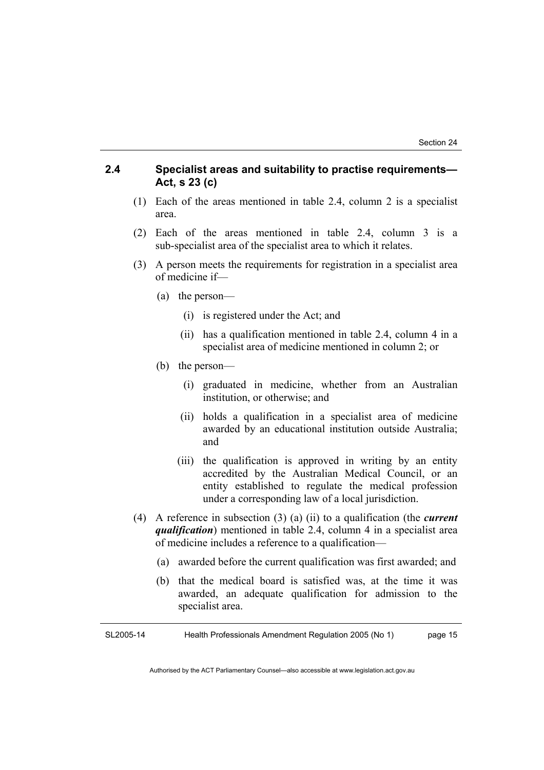## 2.4 Specialist areas and suitability to practise requirements—Act, s 23 (c)

(1) Each of the areas mentioned in table 2.4, column 2 is a specialist area.

(2) Each of the areas mentioned in table 2.4, column 3 is a sub-specialist area of the specialist area to which it relates.

(3) A person meets the requirements for registration in a specialist area of medicine if—

 (a) the person—

  (i) is registered under the Act; and

  (ii) has a qualification mentioned in table 2.4, column 4 in a specialist area of medicine mentioned in column 2; or

 (b) the person—

  (i) graduated in medicine, whether from an Australian institution, or otherwise; and

  (ii) holds a qualification in a specialist area of medicine awarded by an educational institution outside Australia; and

  (iii) the qualification is approved in writing by an entity accredited by the Australian Medical Council, or an entity established to regulate the medical profession under a corresponding law of a local jurisdiction.

(4) A reference in subsection (3) (a) (ii) to a qualification (the ***current qualification***) mentioned in table 2.4, column 4 in a specialist area of medicine includes a reference to a qualification—

 (a) awarded before the current qualification was first awarded; and

 (b) that the medical board is satisfied was, at the time it was awarded, an adequate qualification for admission to the specialist area.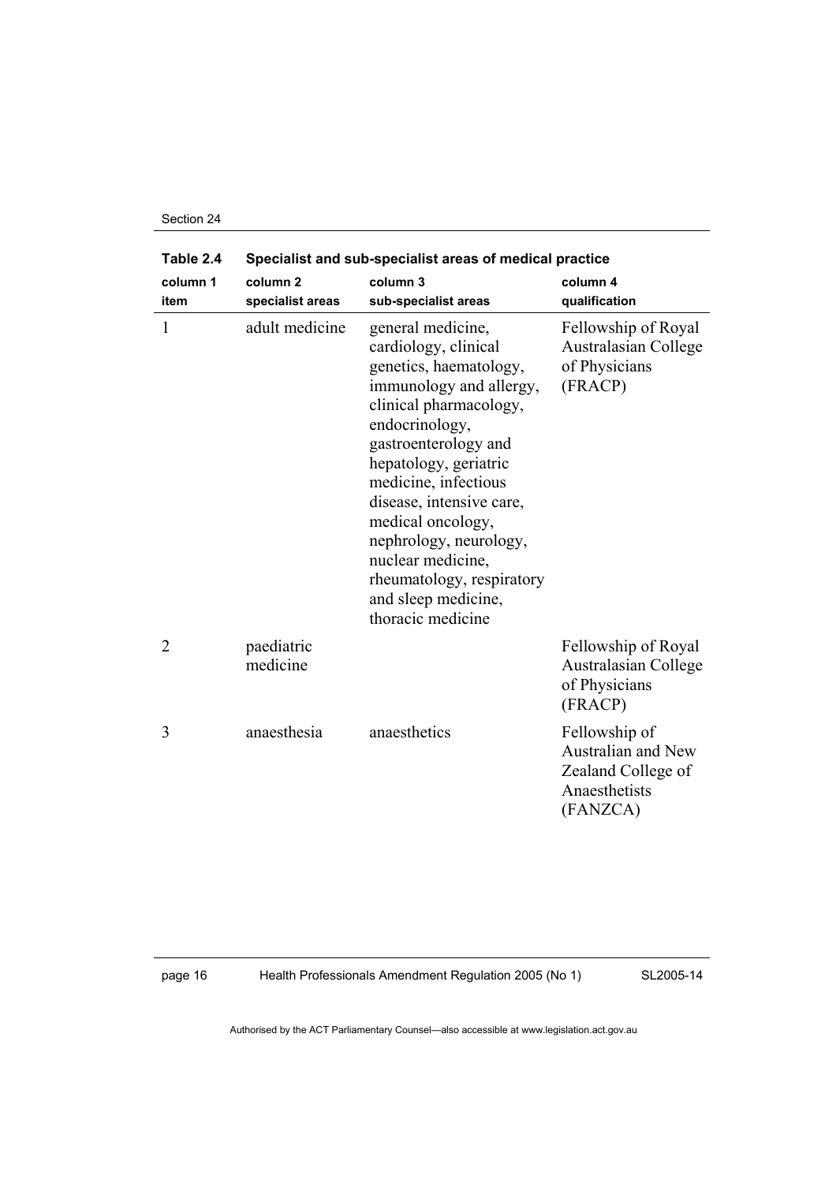**Table 2.4 Specialist and sub-specialist areas of medical practice**

| column 1<br>item | column 2<br>specialist areas | column 3<br>sub-specialist areas | column 4<br>qualification |
|---|---|---|---|
| 1 | adult medicine | general medicine, cardiology, clinical genetics, haematology, immunology and allergy, clinical pharmacology, endocrinology, gastroenterology and hepatology, geriatric medicine, infectious disease, intensive care, medical oncology, nephrology, neurology, nuclear medicine, rheumatology, respiratory and sleep medicine, thoracic medicine | Fellowship of Royal Australasian College of Physicians (FRACP) |
| 2 | paediatric medicine | | Fellowship of Royal Australasian College of Physicians (FRACP) |
| 3 | anaesthesia | anaesthetics | Fellowship of Australian and New Zealand College of Anaesthetists (FANZCA) |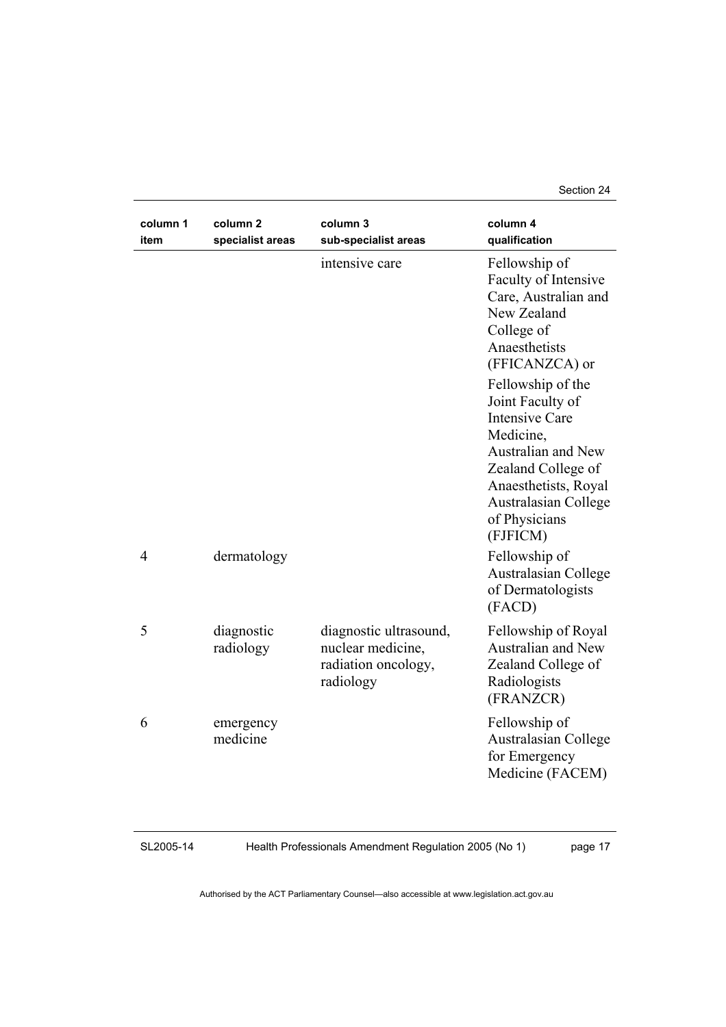| column 1 item | column 2 specialist areas | column 3 sub-specialist areas | column 4 qualification |
|---|---|---|---|
| | | intensive care | Fellowship of Faculty of Intensive Care, Australian and New Zealand College of Anaesthetists (FFICANZCA) or Fellowship of the Joint Faculty of Intensive Care Medicine, Australian and New Zealand College of Anaesthetists, Royal Australasian College of Physicians (FJFICM) |
| 4 | dermatology | | Fellowship of Australasian College of Dermatologists (FACD) |
| 5 | diagnostic radiology | diagnostic ultrasound, nuclear medicine, radiation oncology, radiology | Fellowship of Royal Australian and New Zealand College of Radiologists (FRANZCR) |
| 6 | emergency medicine | | Fellowship of Australasian College for Emergency Medicine (FACEM) |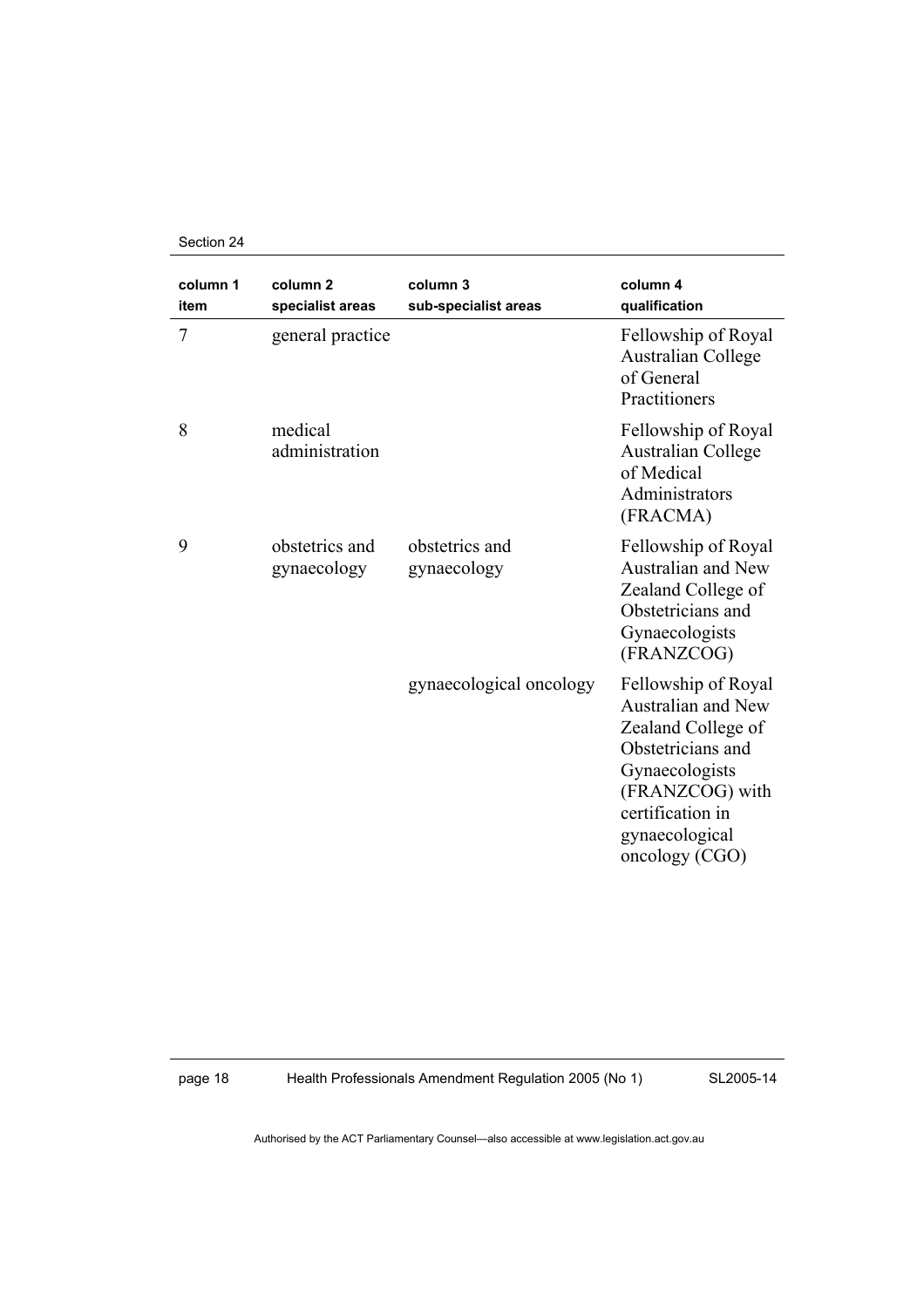| column 1 item | column 2 specialist areas | column 3 sub-specialist areas | column 4 qualification |
|---|---|---|---|
| 7 | general practice | | Fellowship of Royal Australian College of General Practitioners |
| 8 | medical administration | | Fellowship of Royal Australian College of Medical Administrators (FRACMA) |
| 9 | obstetrics and gynaecology | obstetrics and gynaecology | Fellowship of Royal Australian and New Zealand College of Obstetricians and Gynaecologists (FRANZCOG) |
| | | gynaecological oncology | Fellowship of Royal Australian and New Zealand College of Obstetricians and Gynaecologists (FRANZCOG) with certification in gynaecological oncology (CGO) |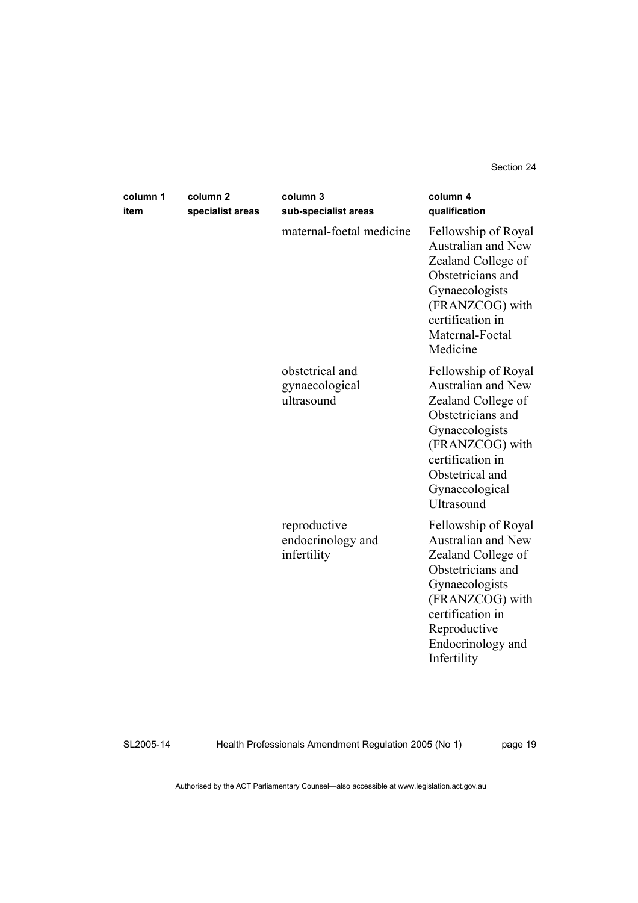| column 1 item | column 2 specialist areas | column 3 sub-specialist areas | column 4 qualification |
|---|---|---|---|
| | | maternal-foetal medicine | Fellowship of Royal Australian and New Zealand College of Obstetricians and Gynaecologists (FRANZCOG) with certification in Maternal-Foetal Medicine |
| | | obstetrical and gynaecological ultrasound | Fellowship of Royal Australian and New Zealand College of Obstetricians and Gynaecologists (FRANZCOG) with certification in Obstetrical and Gynaecological Ultrasound |
| | | reproductive endocrinology and infertility | Fellowship of Royal Australian and New Zealand College of Obstetricians and Gynaecologists (FRANZCOG) with certification in Reproductive Endocrinology and Infertility |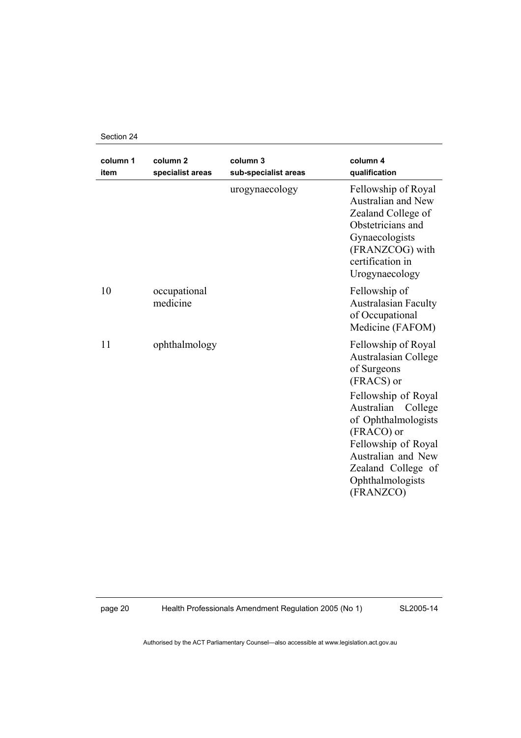| column 1 item | column 2 specialist areas | column 3 sub-specialist areas | column 4 qualification |
|---|---|---|---|
| | | urogynaecology | Fellowship of Royal Australian and New Zealand College of Obstetricians and Gynaecologists (FRANZCOG) with certification in Urogynaecology |
| 10 | occupational medicine | | Fellowship of Australasian Faculty of Occupational Medicine (FAFOM) |
| 11 | ophthalmology | | Fellowship of Royal Australasian College of Surgeons (FRACS) or<br><br>Fellowship of Royal Australian College of Ophthalmologists (FRACO) or Fellowship of Royal Australian and New Zealand College of Ophthalmologists (FRANZCO) |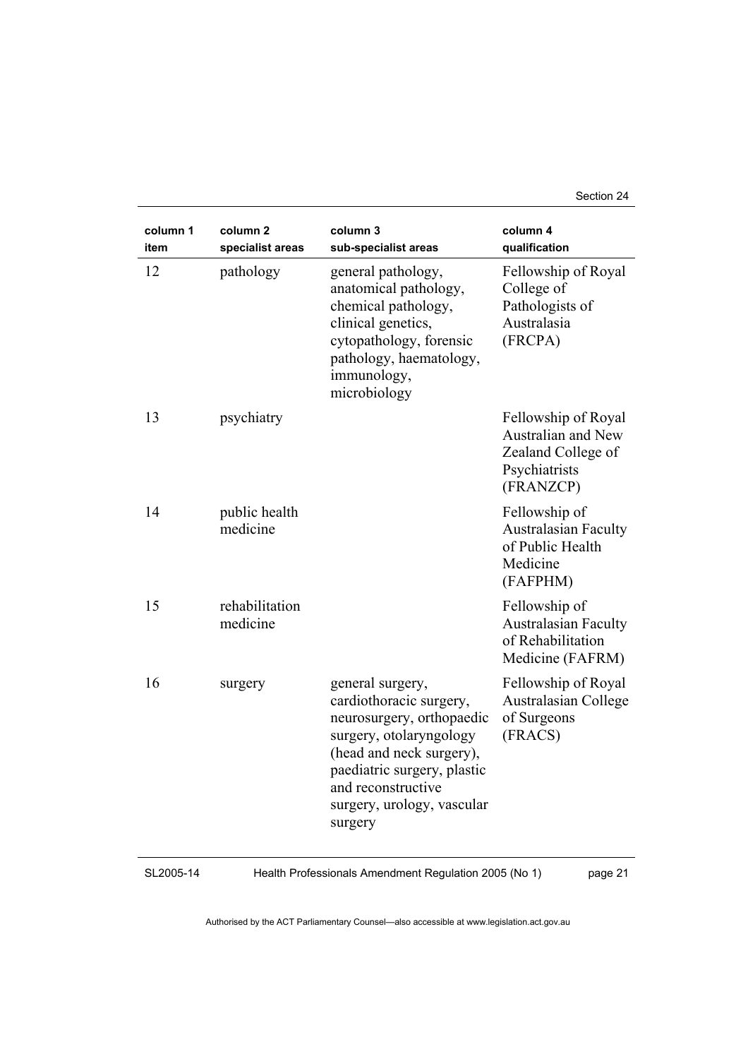| column 1 item | column 2 specialist areas | column 3 sub-specialist areas | column 4 qualification |
|---|---|---|---|
| 12 | pathology | general pathology, anatomical pathology, chemical pathology, clinical genetics, cytopathology, forensic pathology, haematology, immunology, microbiology | Fellowship of Royal College of Pathologists of Australasia (FRCPA) |
| 13 | psychiatry | | Fellowship of Royal Australian and New Zealand College of Psychiatrists (FRANZCP) |
| 14 | public health medicine | | Fellowship of Australasian Faculty of Public Health Medicine (FAFPHM) |
| 15 | rehabilitation medicine | | Fellowship of Australasian Faculty of Rehabilitation Medicine (FAFRM) |
| 16 | surgery | general surgery, cardiothoracic surgery, neurosurgery, orthopaedic surgery, otolaryngology (head and neck surgery), paediatric surgery, plastic and reconstructive surgery, urology, vascular surgery | Fellowship of Royal Australasian College of Surgeons (FRACS) |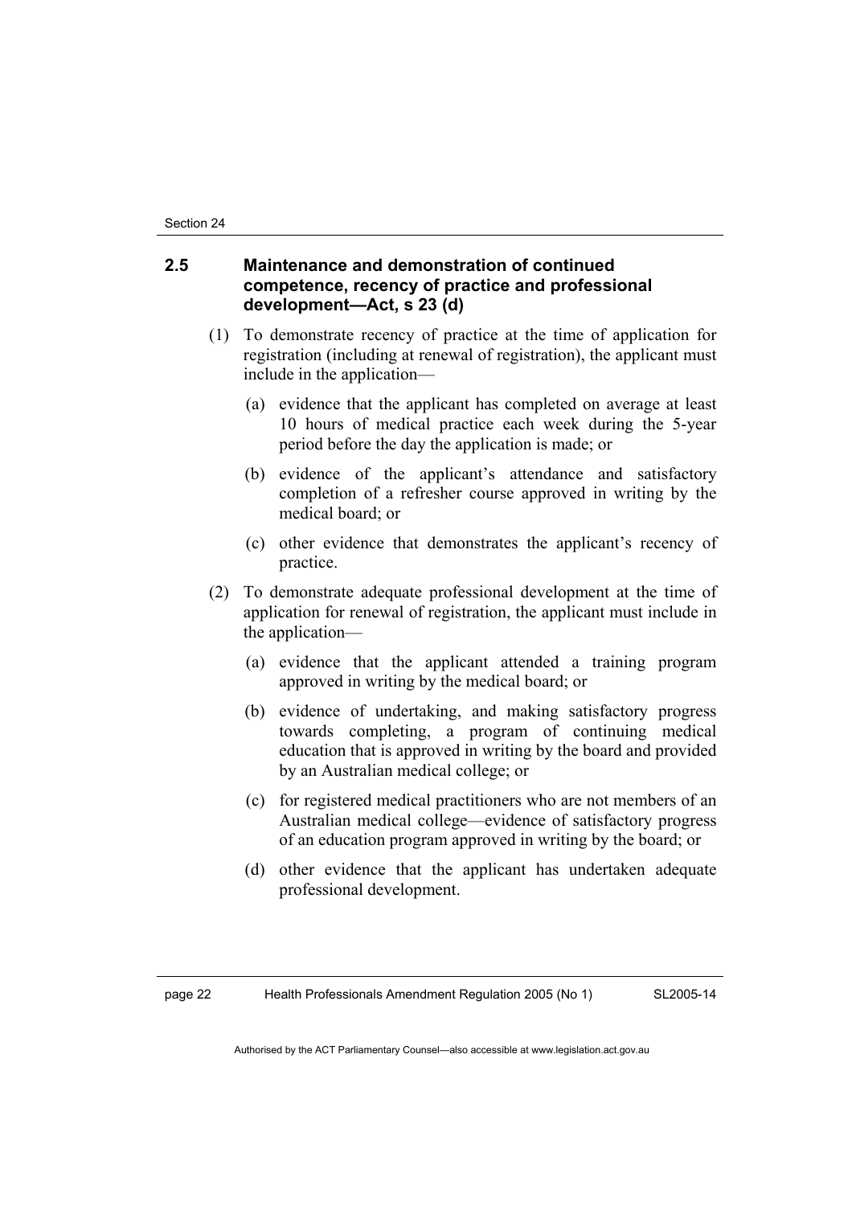## 2.5 Maintenance and demonstration of continued competence, recency of practice and professional development—Act, s 23 (d)

(1) To demonstrate recency of practice at the time of application for registration (including at renewal of registration), the applicant must include in the application—

(a) evidence that the applicant has completed on average at least 10 hours of medical practice each week during the 5-year period before the day the application is made; or

(b) evidence of the applicant's attendance and satisfactory completion of a refresher course approved in writing by the medical board; or

(c) other evidence that demonstrates the applicant's recency of practice.

(2) To demonstrate adequate professional development at the time of application for renewal of registration, the applicant must include in the application—

(a) evidence that the applicant attended a training program approved in writing by the medical board; or

(b) evidence of undertaking, and making satisfactory progress towards completing, a program of continuing medical education that is approved in writing by the board and provided by an Australian medical college; or

(c) for registered medical practitioners who are not members of an Australian medical college—evidence of satisfactory progress of an education program approved in writing by the board; or

(d) other evidence that the applicant has undertaken adequate professional development.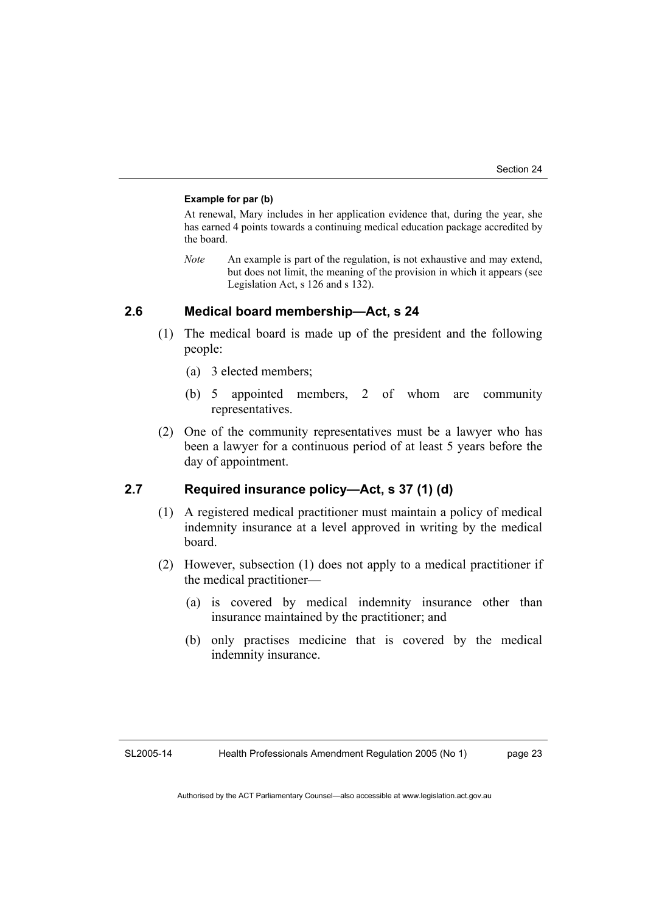**Example for par (b)**

At renewal, Mary includes in her application evidence that, during the year, she has earned 4 points towards a continuing medical education package accredited by the board.

*Note* An example is part of the regulation, is not exhaustive and may extend, but does not limit, the meaning of the provision in which it appears (see Legislation Act, s 126 and s 132).

## 2.6 Medical board membership—Act, s 24

(1) The medical board is made up of the president and the following people:

(a) 3 elected members;

(b) 5 appointed members, 2 of whom are community representatives.

(2) One of the community representatives must be a lawyer who has been a lawyer for a continuous period of at least 5 years before the day of appointment.

## 2.7 Required insurance policy—Act, s 37 (1) (d)

(1) A registered medical practitioner must maintain a policy of medical indemnity insurance at a level approved in writing by the medical board.

(2) However, subsection (1) does not apply to a medical practitioner if the medical practitioner—

(a) is covered by medical indemnity insurance other than insurance maintained by the practitioner; and

(b) only practises medicine that is covered by the medical indemnity insurance.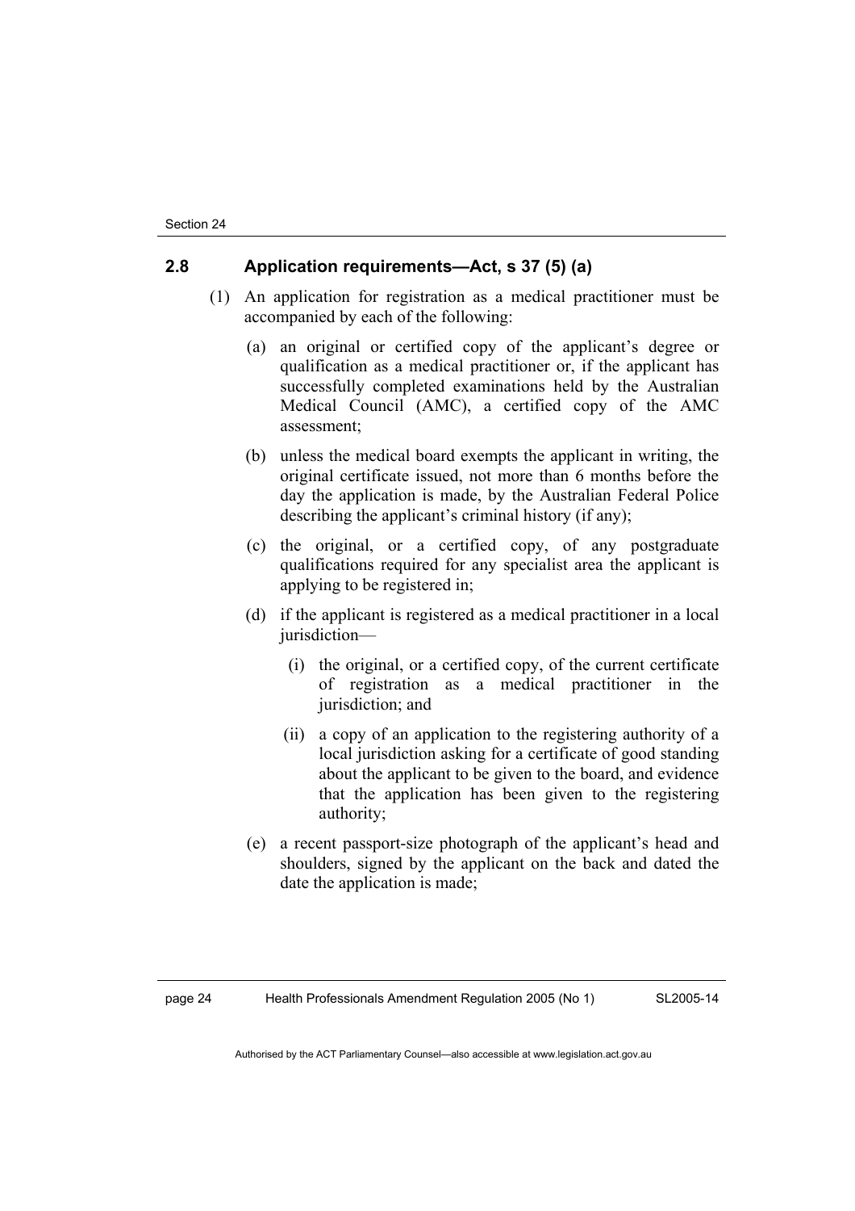### 2.8 Application requirements—Act, s 37 (5) (a)

(1) An application for registration as a medical practitioner must be accompanied by each of the following:

(a) an original or certified copy of the applicant's degree or qualification as a medical practitioner or, if the applicant has successfully completed examinations held by the Australian Medical Council (AMC), a certified copy of the AMC assessment;

(b) unless the medical board exempts the applicant in writing, the original certificate issued, not more than 6 months before the day the application is made, by the Australian Federal Police describing the applicant's criminal history (if any);

(c) the original, or a certified copy, of any postgraduate qualifications required for any specialist area the applicant is applying to be registered in;

(d) if the applicant is registered as a medical practitioner in a local jurisdiction—

(i) the original, or a certified copy, of the current certificate of registration as a medical practitioner in the jurisdiction; and

(ii) a copy of an application to the registering authority of a local jurisdiction asking for a certificate of good standing about the applicant to be given to the board, and evidence that the application has been given to the registering authority;

(e) a recent passport-size photograph of the applicant's head and shoulders, signed by the applicant on the back and dated the date the application is made;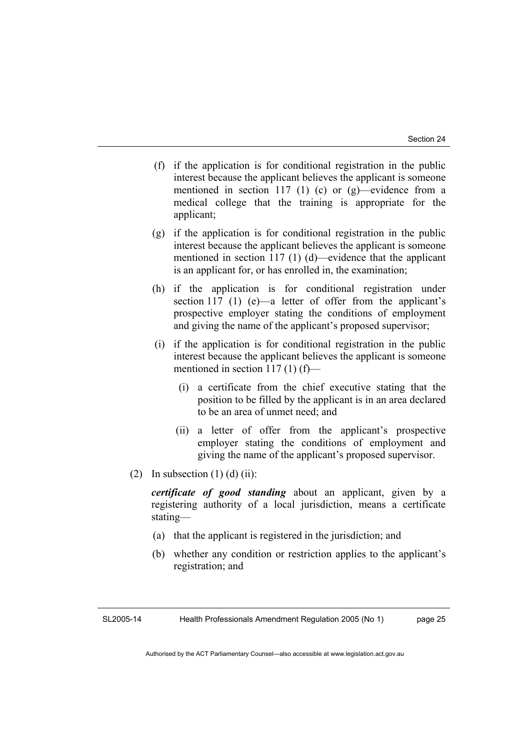(f) if the application is for conditional registration in the public interest because the applicant believes the applicant is someone mentioned in section 117 (1) (c) or (g)—evidence from a medical college that the training is appropriate for the applicant;

(g) if the application is for conditional registration in the public interest because the applicant believes the applicant is someone mentioned in section 117 (1) (d)—evidence that the applicant is an applicant for, or has enrolled in, the examination;

(h) if the application is for conditional registration under section 117 (1) (e)—a letter of offer from the applicant's prospective employer stating the conditions of employment and giving the name of the applicant's proposed supervisor;

(i) if the application is for conditional registration in the public interest because the applicant believes the applicant is someone mentioned in section 117 (1) (f)—

  (i) a certificate from the chief executive stating that the position to be filled by the applicant is in an area declared to be an area of unmet need; and

  (ii) a letter of offer from the applicant's prospective employer stating the conditions of employment and giving the name of the applicant's proposed supervisor.

(2) In subsection (1) (d) (ii):

***certificate of good standing*** about an applicant, given by a registering authority of a local jurisdiction, means a certificate stating—

(a) that the applicant is registered in the jurisdiction; and

(b) whether any condition or restriction applies to the applicant's registration; and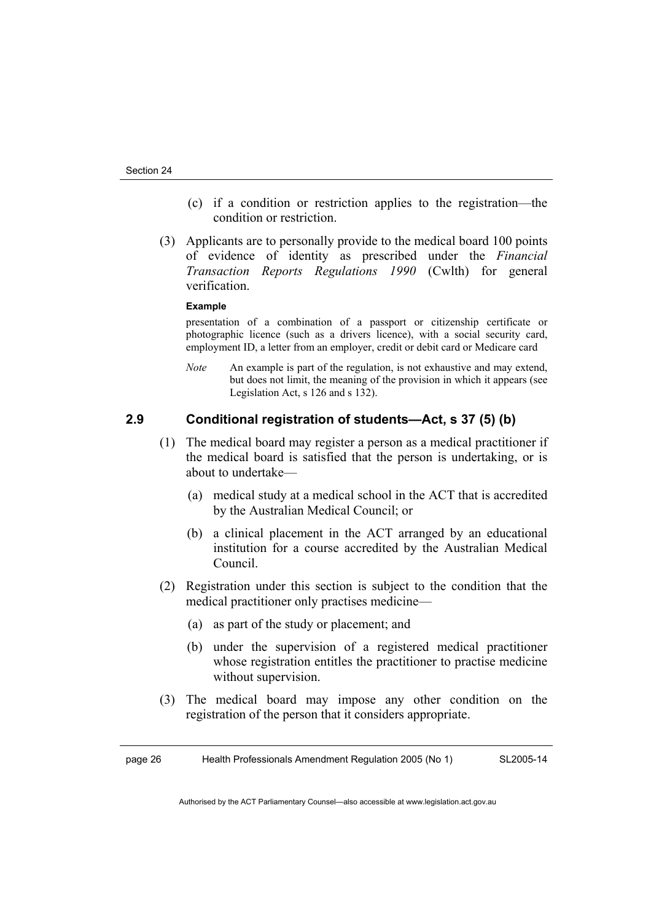(c) if a condition or restriction applies to the registration—the condition or restriction.

(3) Applicants are to personally provide to the medical board 100 points of evidence of identity as prescribed under the *Financial Transaction Reports Regulations 1990* (Cwlth) for general verification.

**Example**

presentation of a combination of a passport or citizenship certificate or photographic licence (such as a drivers licence), with a social security card, employment ID, a letter from an employer, credit or debit card or Medicare card

*Note* An example is part of the regulation, is not exhaustive and may extend, but does not limit, the meaning of the provision in which it appears (see Legislation Act, s 126 and s 132).

### 2.9 Conditional registration of students—Act, s 37 (5) (b)

(1) The medical board may register a person as a medical practitioner if the medical board is satisfied that the person is undertaking, or is about to undertake—

(a) medical study at a medical school in the ACT that is accredited by the Australian Medical Council; or

(b) a clinical placement in the ACT arranged by an educational institution for a course accredited by the Australian Medical Council.

(2) Registration under this section is subject to the condition that the medical practitioner only practises medicine—

(a) as part of the study or placement; and

(b) under the supervision of a registered medical practitioner whose registration entitles the practitioner to practise medicine without supervision.

(3) The medical board may impose any other condition on the registration of the person that it considers appropriate.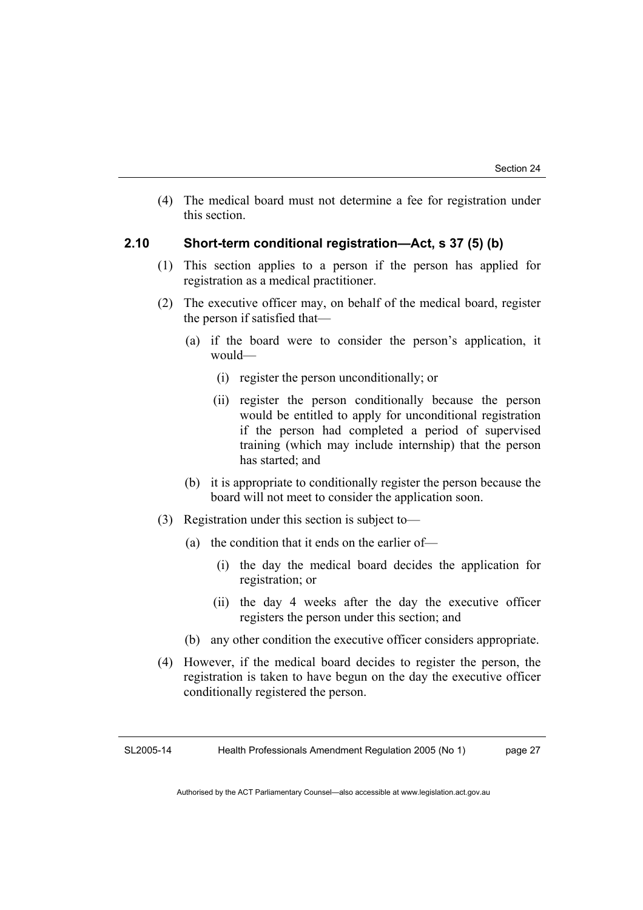(4) The medical board must not determine a fee for registration under this section.

### 2.10 Short-term conditional registration—Act, s 37 (5) (b)

(1) This section applies to a person if the person has applied for registration as a medical practitioner.

(2) The executive officer may, on behalf of the medical board, register the person if satisfied that—

- (a) if the board were to consider the person's application, it would—
  - (i) register the person unconditionally; or
  - (ii) register the person conditionally because the person would be entitled to apply for unconditional registration if the person had completed a period of supervised training (which may include internship) that the person has started; and
- (b) it is appropriate to conditionally register the person because the board will not meet to consider the application soon.

(3) Registration under this section is subject to—

- (a) the condition that it ends on the earlier of—
  - (i) the day the medical board decides the application for registration; or
  - (ii) the day 4 weeks after the day the executive officer registers the person under this section; and
- (b) any other condition the executive officer considers appropriate.

(4) However, if the medical board decides to register the person, the registration is taken to have begun on the day the executive officer conditionally registered the person.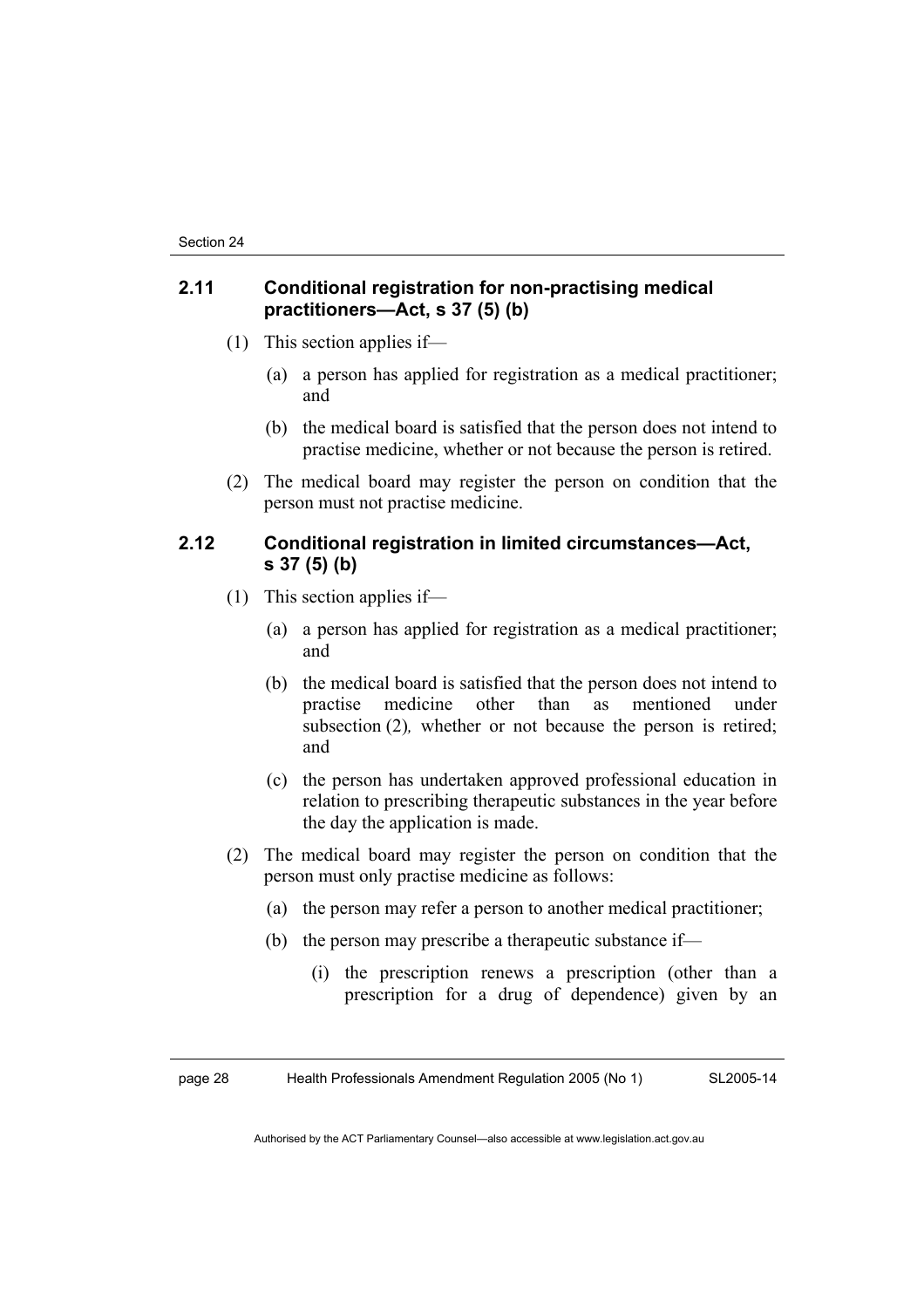### 2.11 Conditional registration for non-practising medical practitioners—Act, s 37 (5) (b)

(1) This section applies if—

(a) a person has applied for registration as a medical practitioner; and

(b) the medical board is satisfied that the person does not intend to practise medicine, whether or not because the person is retired.

(2) The medical board may register the person on condition that the person must not practise medicine.

### 2.12 Conditional registration in limited circumstances—Act, s 37 (5) (b)

(1) This section applies if—

(a) a person has applied for registration as a medical practitioner; and

(b) the medical board is satisfied that the person does not intend to practise medicine other than as mentioned under subsection (2)*,* whether or not because the person is retired; and

(c) the person has undertaken approved professional education in relation to prescribing therapeutic substances in the year before the day the application is made.

(2) The medical board may register the person on condition that the person must only practise medicine as follows:

(a) the person may refer a person to another medical practitioner;

(b) the person may prescribe a therapeutic substance if—

(i) the prescription renews a prescription (other than a prescription for a drug of dependence) given by an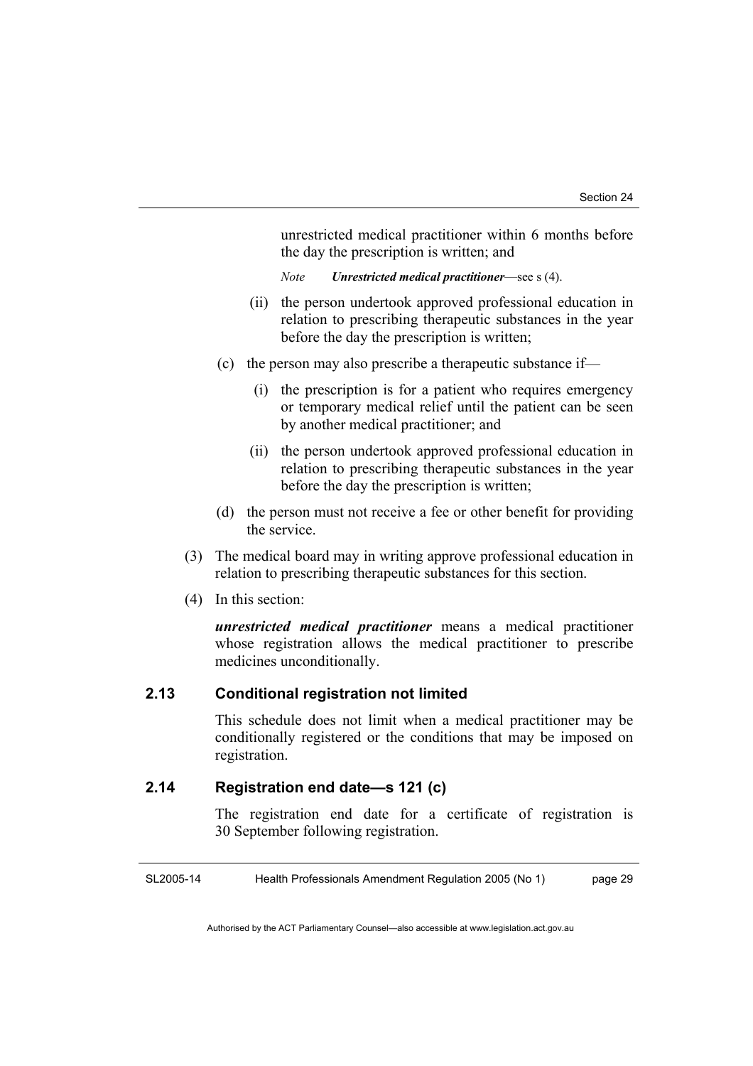unrestricted medical practitioner within 6 months before the day the prescription is written; and

*Note* ***Unrestricted medical practitioner***—see s (4).

(ii) the person undertook approved professional education in relation to prescribing therapeutic substances in the year before the day the prescription is written;

(c) the person may also prescribe a therapeutic substance if—

(i) the prescription is for a patient who requires emergency or temporary medical relief until the patient can be seen by another medical practitioner; and

(ii) the person undertook approved professional education in relation to prescribing therapeutic substances in the year before the day the prescription is written;

(d) the person must not receive a fee or other benefit for providing the service.

(3) The medical board may in writing approve professional education in relation to prescribing therapeutic substances for this section.

(4) In this section:

***unrestricted medical practitioner*** means a medical practitioner whose registration allows the medical practitioner to prescribe medicines unconditionally.

### 2.13 Conditional registration not limited

This schedule does not limit when a medical practitioner may be conditionally registered or the conditions that may be imposed on registration.

### 2.14 Registration end date—s 121 (c)

The registration end date for a certificate of registration is 30 September following registration.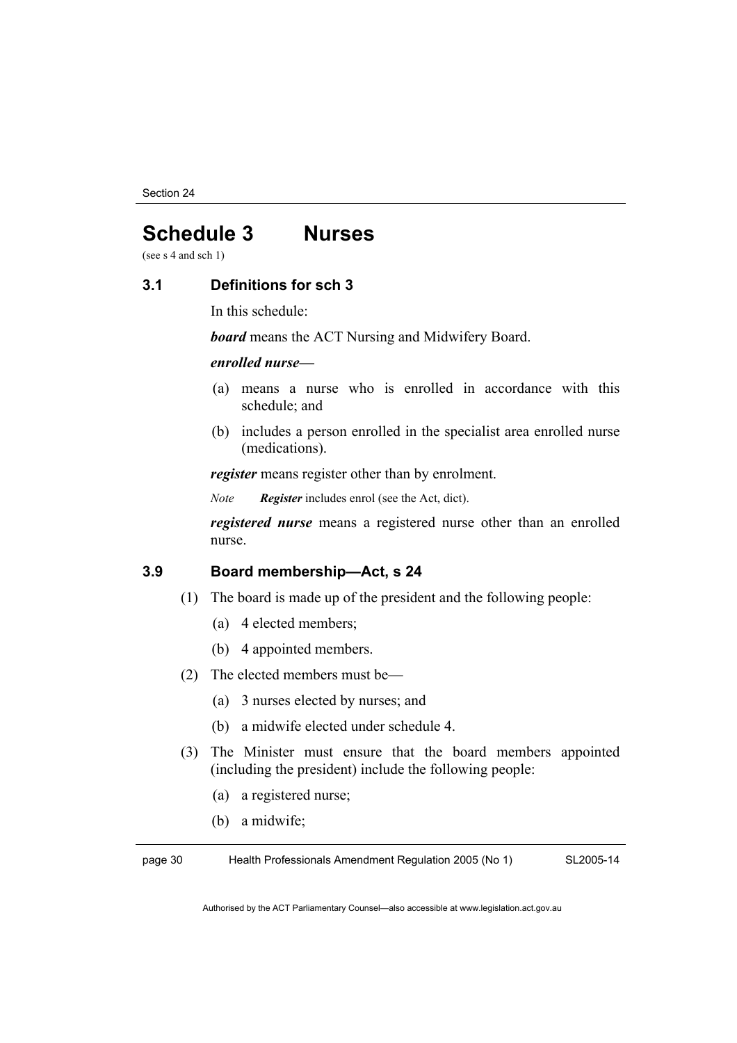# Schedule 3 Nurses

(see s 4 and sch 1)

### 3.1 Definitions for sch 3

In this schedule:

***board*** means the ACT Nursing and Midwifery Board.

***enrolled nurse***—

(a) means a nurse who is enrolled in accordance with this schedule; and

(b) includes a person enrolled in the specialist area enrolled nurse (medications).

***register*** means register other than by enrolment.

*Note* ***Register*** includes enrol (see the Act, dict).

***registered nurse*** means a registered nurse other than an enrolled nurse.

### 3.9 Board membership—Act, s 24

(1) The board is made up of the president and the following people:

(a) 4 elected members;

(b) 4 appointed members.

(2) The elected members must be—

(a) 3 nurses elected by nurses; and

(b) a midwife elected under schedule 4.

(3) The Minister must ensure that the board members appointed (including the president) include the following people:

(a) a registered nurse;

(b) a midwife;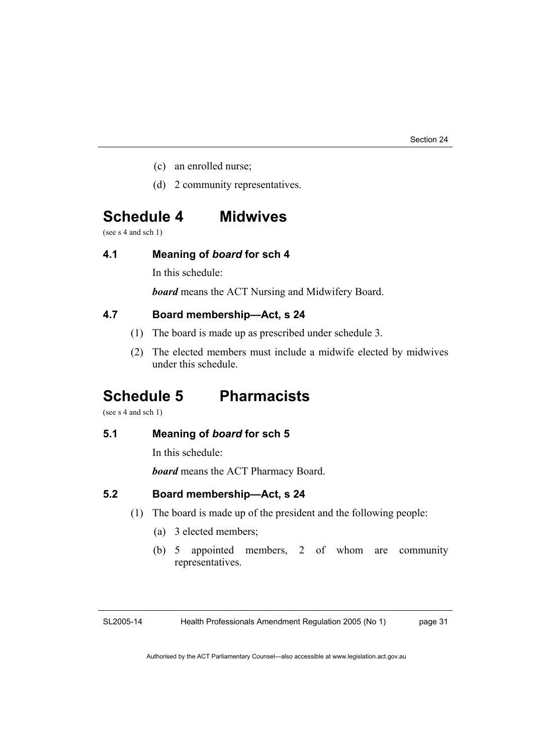(c) an enrolled nurse;

(d) 2 community representatives.

# Schedule 4 Midwives

(see s 4 and sch 1)

### 4.1 Meaning of *board* for sch 4

In this schedule:

***board*** means the ACT Nursing and Midwifery Board.

### 4.7 Board membership—Act, s 24

(1) The board is made up as prescribed under schedule 3.

(2) The elected members must include a midwife elected by midwives under this schedule.

# Schedule 5 Pharmacists

(see s 4 and sch 1)

### 5.1 Meaning of *board* for sch 5

In this schedule:

***board*** means the ACT Pharmacy Board.

### 5.2 Board membership—Act, s 24

(1) The board is made up of the president and the following people:

(a) 3 elected members;

(b) 5 appointed members, 2 of whom are community representatives.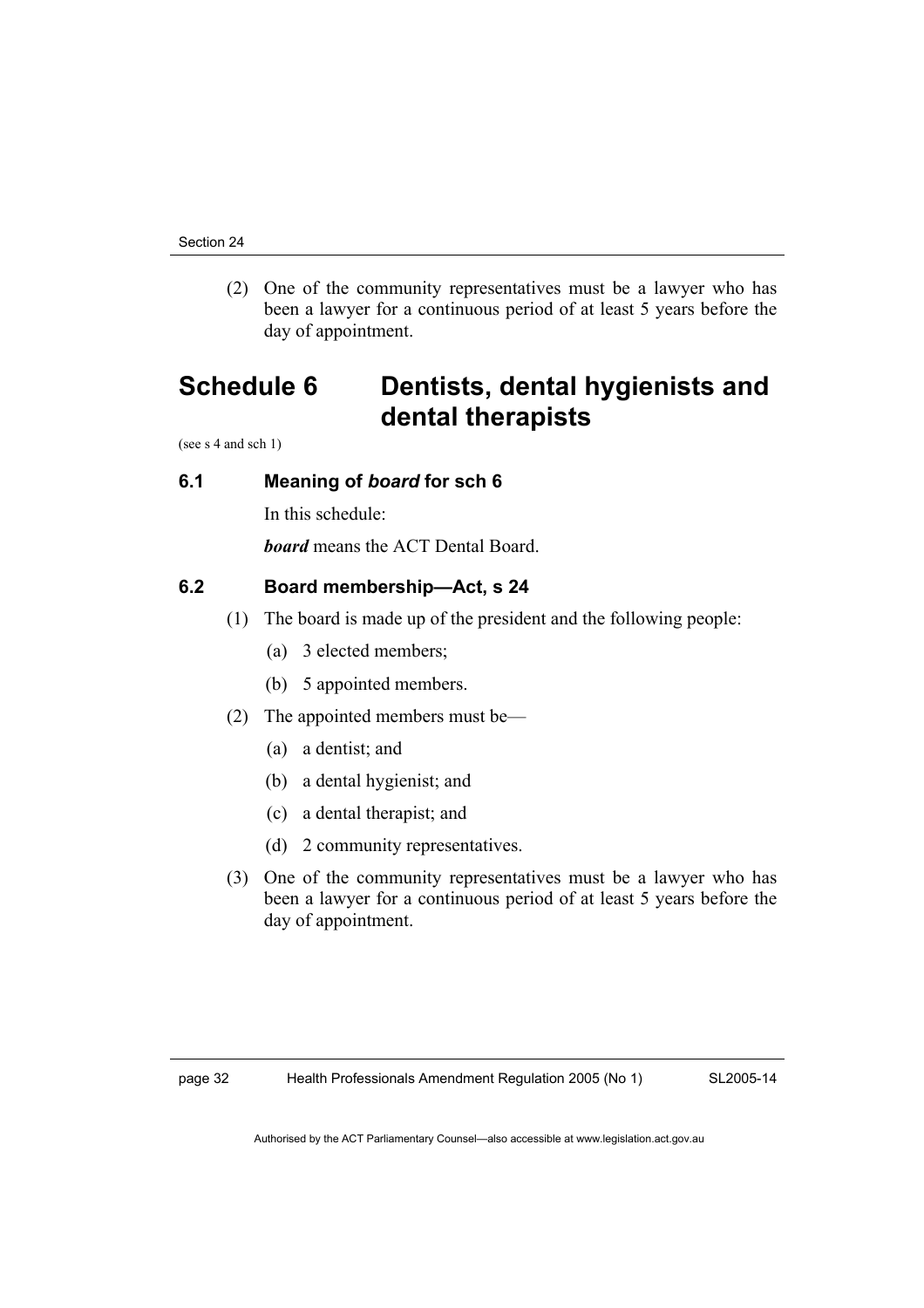(2) One of the community representatives must be a lawyer who has been a lawyer for a continuous period of at least 5 years before the day of appointment.

# Schedule 6 Dentists, dental hygienists and dental therapists

(see s 4 and sch 1)

### 6.1 Meaning of *board* for sch 6

In this schedule:

***board*** means the ACT Dental Board.

### 6.2 Board membership—Act, s 24

(1) The board is made up of the president and the following people:

(a) 3 elected members;

(b) 5 appointed members.

(2) The appointed members must be—

(a) a dentist; and

(b) a dental hygienist; and

(c) a dental therapist; and

(d) 2 community representatives.

(3) One of the community representatives must be a lawyer who has been a lawyer for a continuous period of at least 5 years before the day of appointment.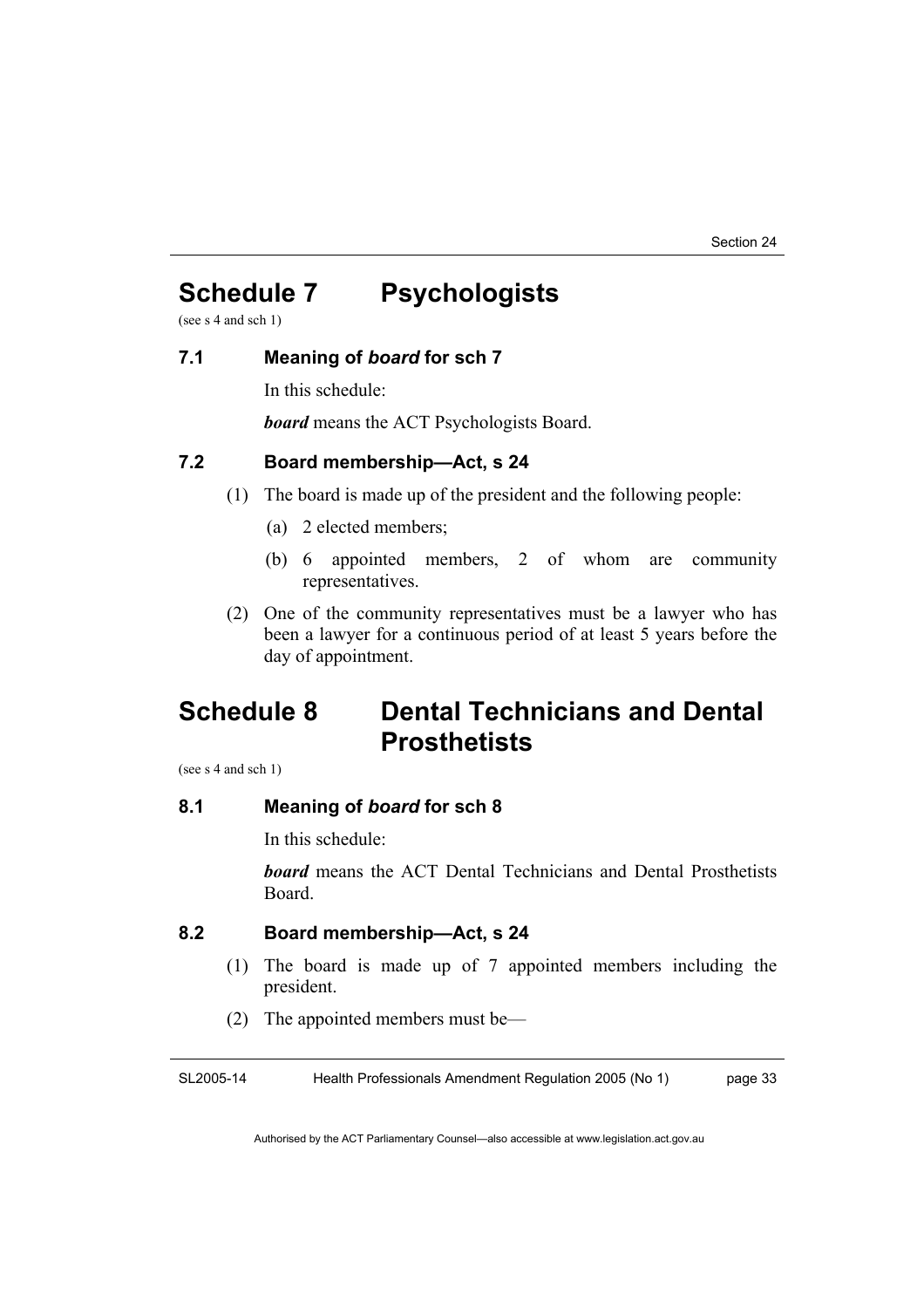# Schedule 7 Psychologists

(see s 4 and sch 1)

### 7.1 Meaning of *board* for sch 7

In this schedule:

***board*** means the ACT Psychologists Board.

### 7.2 Board membership—Act, s 24

(1) The board is made up of the president and the following people:

(a) 2 elected members;

(b) 6 appointed members, 2 of whom are community representatives.

(2) One of the community representatives must be a lawyer who has been a lawyer for a continuous period of at least 5 years before the day of appointment.

# Schedule 8 Dental Technicians and Dental Prosthetists

(see s 4 and sch 1)

### 8.1 Meaning of *board* for sch 8

In this schedule:

***board*** means the ACT Dental Technicians and Dental Prosthetists Board.

### 8.2 Board membership—Act, s 24

(1) The board is made up of 7 appointed members including the president.

(2) The appointed members must be—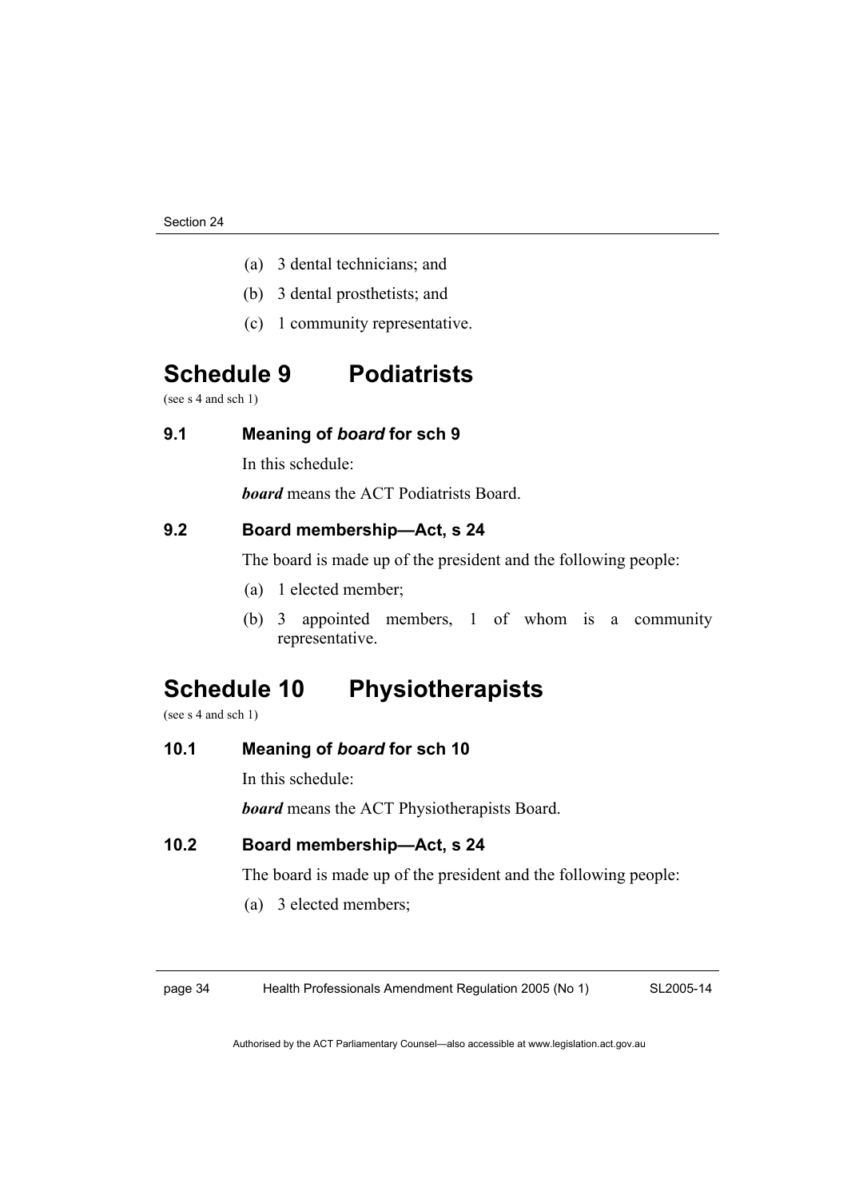(a) 3 dental technicians; and

(b) 3 dental prosthetists; and

(c) 1 community representative.

# Schedule 9 Podiatrists

(see s 4 and sch 1)

### 9.1 Meaning of *board* for sch 9

In this schedule:

***board*** means the ACT Podiatrists Board.

### 9.2 Board membership—Act, s 24

The board is made up of the president and the following people:

(a) 1 elected member;

(b) 3 appointed members, 1 of whom is a community representative.

# Schedule 10 Physiotherapists

(see s 4 and sch 1)

### 10.1 Meaning of *board* for sch 10

In this schedule:

***board*** means the ACT Physiotherapists Board.

### 10.2 Board membership—Act, s 24

The board is made up of the president and the following people:

(a) 3 elected members;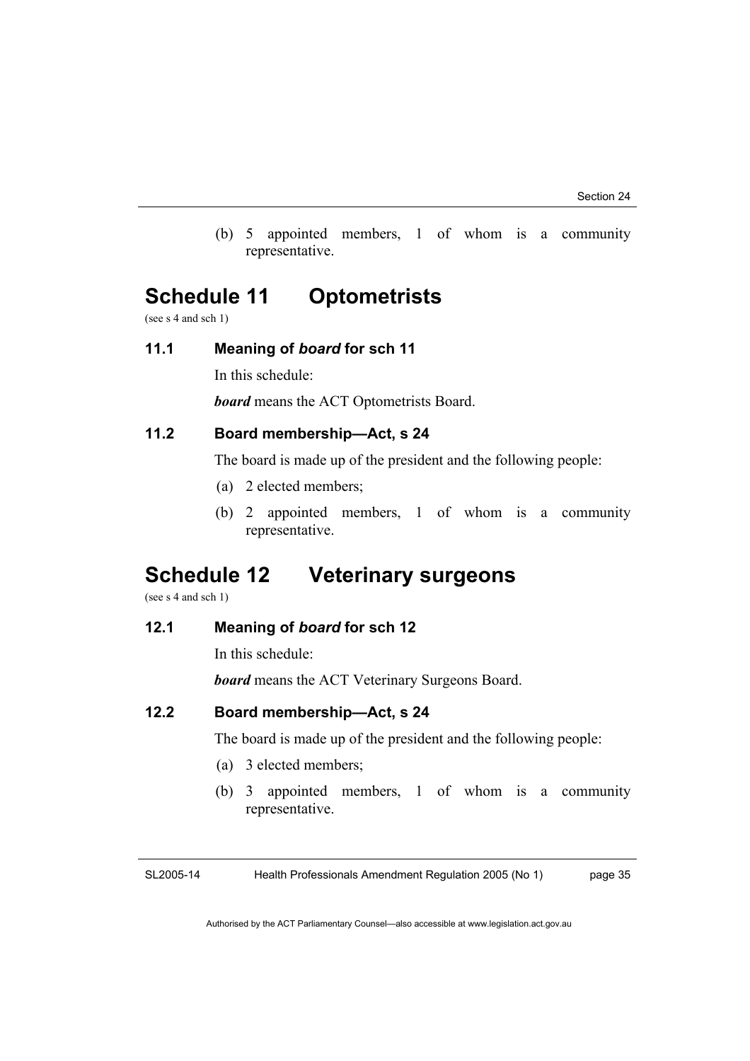(b) 5 appointed members, 1 of whom is a community representative.

# Schedule 11 Optometrists

(see s 4 and sch 1)

### 11.1 Meaning of *board* for sch 11

In this schedule:

***board*** means the ACT Optometrists Board.

### 11.2 Board membership—Act, s 24

The board is made up of the president and the following people:

(a) 2 elected members;

(b) 2 appointed members, 1 of whom is a community representative.

# Schedule 12 Veterinary surgeons

(see s 4 and sch 1)

### 12.1 Meaning of *board* for sch 12

In this schedule:

***board*** means the ACT Veterinary Surgeons Board.

### 12.2 Board membership—Act, s 24

The board is made up of the president and the following people:

(a) 3 elected members;

(b) 3 appointed members, 1 of whom is a community representative.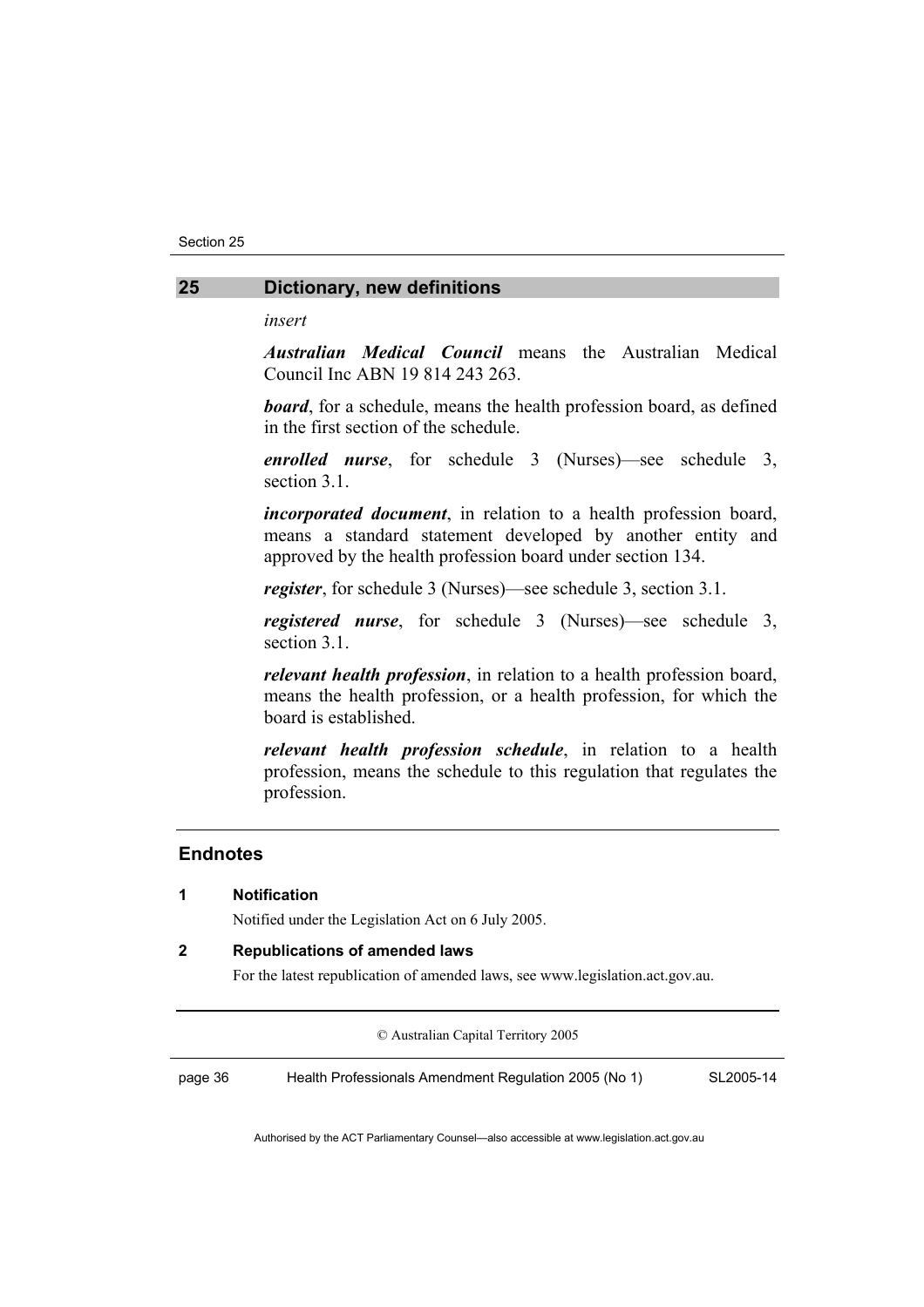## 25 Dictionary, new definitions

*insert*

***Australian Medical Council*** means the Australian Medical Council Inc ABN 19 814 243 263.

***board***, for a schedule, means the health profession board, as defined in the first section of the schedule.

***enrolled nurse***, for schedule 3 (Nurses)—see schedule 3, section 3.1.

***incorporated document***, in relation to a health profession board, means a standard statement developed by another entity and approved by the health profession board under section 134.

***register***, for schedule 3 (Nurses)—see schedule 3, section 3.1.

***registered nurse***, for schedule 3 (Nurses)—see schedule 3, section 3.1.

***relevant health profession***, in relation to a health profession board, means the health profession, or a health profession, for which the board is established.

***relevant health profession schedule***, in relation to a health profession, means the schedule to this regulation that regulates the profession.

## Endnotes

### 1 Notification

Notified under the Legislation Act on 6 July 2005.

### 2 Republications of amended laws

For the latest republication of amended laws, see www.legislation.act.gov.au.

© Australian Capital Territory 2005